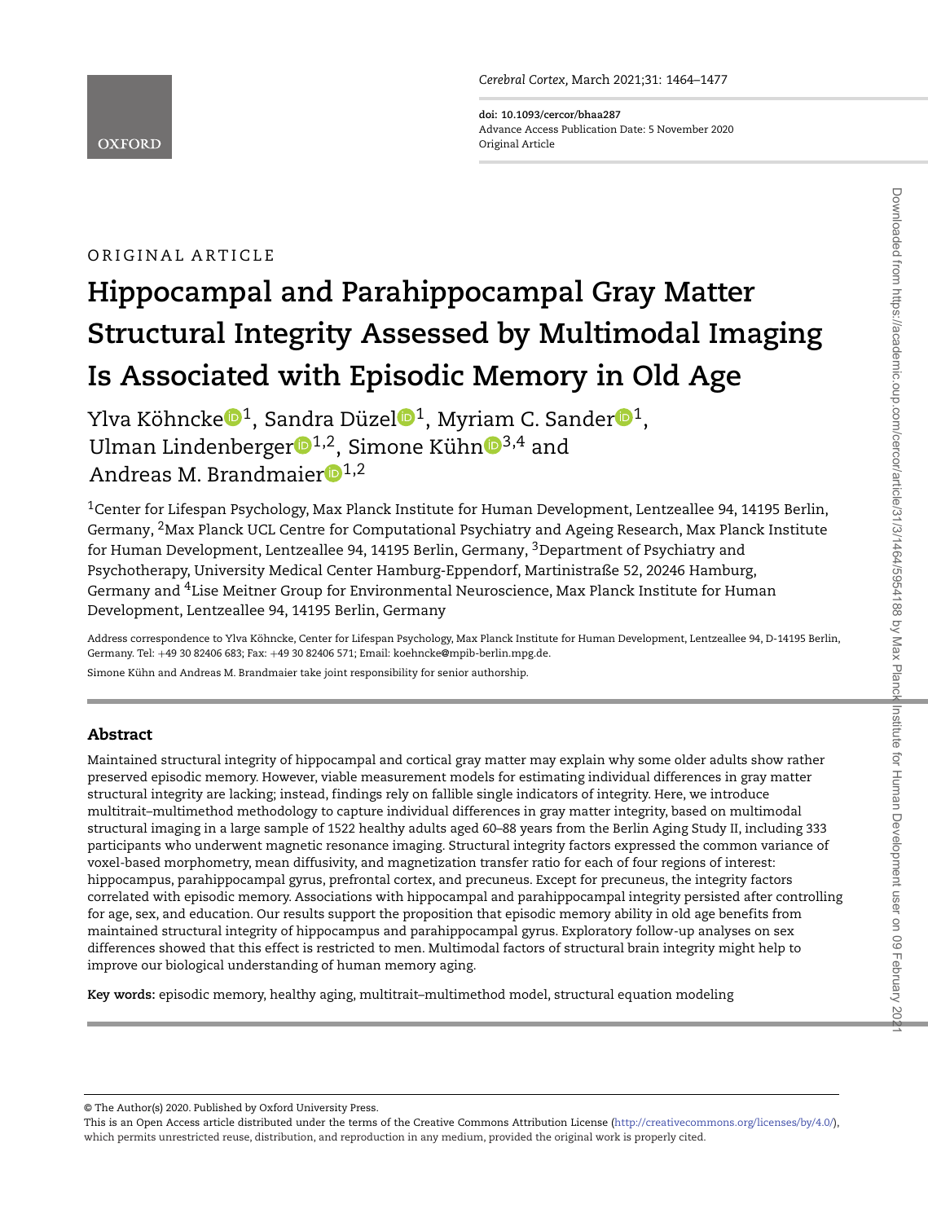ORIGINAL ARTICLE

# Hippocampal and Parahippocampal Gray Matter Structural Integrity Assessed by Multimodal Imaging Is Associated with Episodic Memory in Old Age

Ylva Köhncke[1], Sandra Düzel[1], Myriam C. Sander[1], Ulman Lindenberger[1,2], Simone Kühn[3,4] and Andreas M. Brandmaier[1,2]

[1]Center for Lifespan Psychology, Max Planck Institute for Human Development, Lentzeallee 94, 14195 Berlin, Germany, [2]Max Planck UCL Centre for Computational Psychiatry and Ageing Research, Max Planck Institute for Human Development, Lentzeallee 94, 14195 Berlin, Germany, [3]Department of Psychiatry and Psychotherapy, University Medical Center Hamburg-Eppendorf, Martinistraße 52, 20246 Hamburg, Germany and [4]Lise Meitner Group for Environmental Neuroscience, Max Planck Institute for Human Development, Lentzeallee 94, 14195 Berlin, Germany

Address correspondence to Ylva Köhncke, Center for Lifespan Psychology, Max Planck Institute for Human Development, Lentzeallee 94, D-14195 Berlin, Germany. Tel: +49 30 82406 683; Fax: +49 30 82406 571; Email: koehncke@mpib-berlin.mpg.de.

Simone Kühn and Andreas M. Brandmaier take joint responsibility for senior authorship.

## Abstract

Maintained structural integrity of hippocampal and cortical gray matter may explain why some older adults show rather preserved episodic memory. However, viable measurement models for estimating individual differences in gray matter structural integrity are lacking; instead, findings rely on fallible single indicators of integrity. Here, we introduce multitrait–multimethod methodology to capture individual differences in gray matter integrity, based on multimodal structural imaging in a large sample of 1522 healthy adults aged 60–88 years from the Berlin Aging Study II, including 333 participants who underwent magnetic resonance imaging. Structural integrity factors expressed the common variance of voxel-based morphometry, mean diffusivity, and magnetization transfer ratio for each of four regions of interest: hippocampus, parahippocampal gyrus, prefrontal cortex, and precuneus. Except for precuneus, the integrity factors correlated with episodic memory. Associations with hippocampal and parahippocampal integrity persisted after controlling for age, sex, and education. Our results support the proposition that episodic memory ability in old age benefits from maintained structural integrity of hippocampus and parahippocampal gyrus. Exploratory follow-up analyses on sex differences showed that this effect is restricted to men. Multimodal factors of structural brain integrity might help to improve our biological understanding of human memory aging.

**Key words:** episodic memory, healthy aging, multitrait–multimethod model, structural equation modeling

© The Author(s) 2020. Published by Oxford University Press.
This is an Open Access article distributed under the terms of the Creative Commons Attribution License (http://creativecommons.org/licenses/by/4.0/), which permits unrestricted reuse, distribution, and reproduction in any medium, provided the original work is properly cited.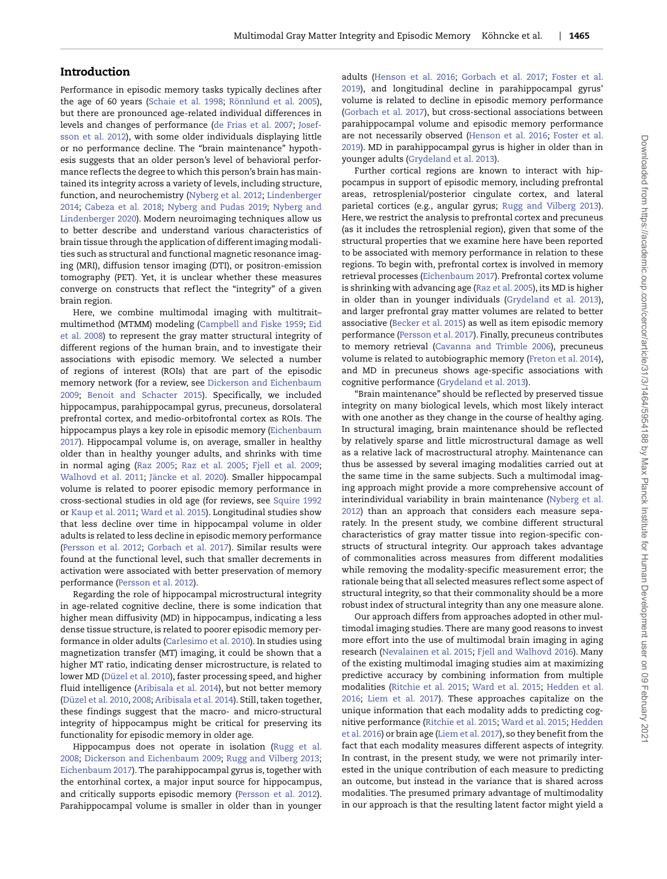## Introduction

Performance in episodic memory tasks typically declines after the age of 60 years (Schaie et al. 1998; Rönnlund et al. 2005), but there are pronounced age-related individual differences in levels and changes of performance (de Frias et al. 2007; Josefsson et al. 2012), with some older individuals displaying little or no performance decline. The "brain maintenance" hypothesis suggests that an older person's level of behavioral performance reflects the degree to which this person's brain has maintained its integrity across a variety of levels, including structure, function, and neurochemistry (Nyberg et al. 2012; Lindenberger 2014; Cabeza et al. 2018; Nyberg and Pudas 2019; Nyberg and Lindenberger 2020). Modern neuroimaging techniques allow us to better describe and understand various characteristics of brain tissue through the application of different imaging modalities such as structural and functional magnetic resonance imaging (MRI), diffusion tensor imaging (DTI), or positron-emission tomography (PET). Yet, it is unclear whether these measures converge on constructs that reflect the "integrity" of a given brain region.

Here, we combine multimodal imaging with multitrait–multimethod (MTMM) modeling (Campbell and Fiske 1959; Eid et al. 2008) to represent the gray matter structural integrity of different regions of the human brain, and to investigate their associations with episodic memory. We selected a number of regions of interest (ROIs) that are part of the episodic memory network (for a review, see Dickerson and Eichenbaum 2009; Benoit and Schacter 2015). Specifically, we included hippocampus, parahippocampal gyrus, precuneus, dorsolateral prefrontal cortex, and medio-orbitofrontal cortex as ROIs. The hippocampus plays a key role in episodic memory (Eichenbaum 2017). Hippocampal volume is, on average, smaller in healthy older than in healthy younger adults, and shrinks with time in normal aging (Raz 2005; Raz et al. 2005; Fjell et al. 2009; Walhovd et al. 2011; Jäncke et al. 2020). Smaller hippocampal volume is related to poorer episodic memory performance in cross-sectional studies in old age (for reviews, see Squire 1992 or Kaup et al. 2011; Ward et al. 2015). Longitudinal studies show that less decline over time in hippocampal volume in older adults is related to less decline in episodic memory performance (Persson et al. 2012; Gorbach et al. 2017). Similar results were found at the functional level, such that smaller decrements in activation were associated with better preservation of memory performance (Persson et al. 2012).

Regarding the role of hippocampal microstructural integrity in age-related cognitive decline, there is some indication that higher mean diffusivity (MD) in hippocampus, indicating a less dense tissue structure, is related to poorer episodic memory performance in older adults (Carlesimo et al. 2010). In studies using magnetization transfer (MT) imaging, it could be shown that a higher MT ratio, indicating denser microstructure, is related to lower MD (Düzel et al. 2010), faster processing speed, and higher fluid intelligence (Aribisala et al. 2014), but not better memory (Düzel et al. 2010, 2008; Aribisala et al. 2014). Still, taken together, these findings suggest that the macro- and micro-structural integrity of hippocampus might be critical for preserving its functionality for episodic memory in older age.

Hippocampus does not operate in isolation (Rugg et al. 2008; Dickerson and Eichenbaum 2009; Rugg and Vilberg 2013; Eichenbaum 2017). The parahippocampal gyrus is, together with the entorhinal cortex, a major input source for hippocampus, and critically supports episodic memory (Persson et al. 2012). Parahippocampal volume is smaller in older than in younger adults (Henson et al. 2016; Gorbach et al. 2017; Foster et al. 2019), and longitudinal decline in parahippocampal gyrus' volume is related to decline in episodic memory performance (Gorbach et al. 2017), but cross-sectional associations between parahippocampal volume and episodic memory performance are not necessarily observed (Henson et al. 2016; Foster et al. 2019). MD in parahippocampal gyrus is higher in older than in younger adults (Grydeland et al. 2013).

Further cortical regions are known to interact with hippocampus in support of episodic memory, including prefrontal areas, retrosplenial/posterior cingulate cortex, and lateral parietal cortices (e.g., angular gyrus; Rugg and Vilberg 2013). Here, we restrict the analysis to prefrontal cortex and precuneus (as it includes the retrosplenial region), given that some of the structural properties that we examine here have been reported to be associated with memory performance in relation to these regions. To begin with, prefrontal cortex is involved in memory retrieval processes (Eichenbaum 2017). Prefrontal cortex volume is shrinking with advancing age (Raz et al. 2005), its MD is higher in older than in younger individuals (Grydeland et al. 2013), and larger prefrontal gray matter volumes are related to better associative (Becker et al. 2015) as well as item episodic memory performance (Persson et al. 2017). Finally, precuneus contributes to memory retrieval (Cavanna and Trimble 2006), precuneus volume is related to autobiographic memory (Freton et al. 2014), and MD in precuneus shows age-specific associations with cognitive performance (Grydeland et al. 2013).

"Brain maintenance" should be reflected by preserved tissue integrity on many biological levels, which most likely interact with one another as they change in the course of healthy aging. In structural imaging, brain maintenance should be reflected by relatively sparse and little microstructural damage as well as a relative lack of macrostructural atrophy. Maintenance can thus be assessed by several imaging modalities carried out at the same time in the same subjects. Such a multimodal imaging approach might provide a more comprehensive account of interindividual variability in brain maintenance (Nyberg et al. 2012) than an approach that considers each measure separately. In the present study, we combine different structural characteristics of gray matter tissue into region-specific constructs of structural integrity. Our approach takes advantage of commonalities across measures from different modalities while removing the modality-specific measurement error; the rationale being that all selected measures reflect some aspect of structural integrity, so that their commonality should be a more robust index of structural integrity than any one measure alone.

Our approach differs from approaches adopted in other multimodal imaging studies. There are many good reasons to invest more effort into the use of multimodal brain imaging in aging research (Nevalainen et al. 2015; Fjell and Walhovd 2016). Many of the existing multimodal imaging studies aim at maximizing predictive accuracy by combining information from multiple modalities (Ritchie et al. 2015; Ward et al. 2015; Hedden et al. 2016; Liem et al. 2017). These approaches capitalize on the unique information that each modality adds to predicting cognitive performance (Ritchie et al. 2015; Ward et al. 2015; Hedden et al. 2016) or brain age (Liem et al. 2017), so they benefit from the fact that each modality measures different aspects of integrity. In contrast, in the present study, we were not primarily interested in the unique contribution of each measure to predicting an outcome, but instead in the variance that is shared across modalities. The presumed primary advantage of multimodality in our approach is that the resulting latent factor might yield a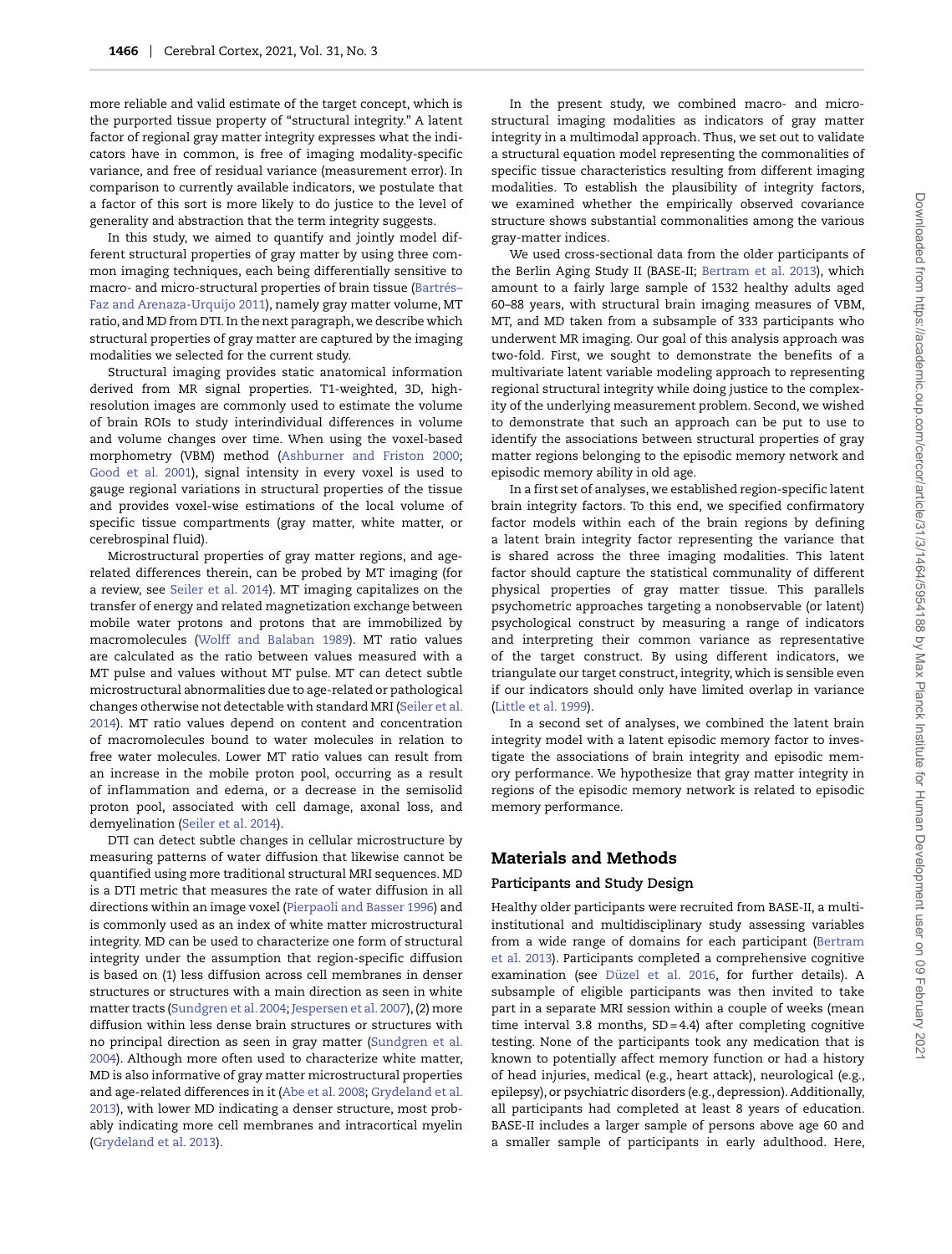more reliable and valid estimate of the target concept, which is the purported tissue property of "structural integrity." A latent factor of regional gray matter integrity expresses what the indicators have in common, is free of imaging modality-specific variance, and free of residual variance (measurement error). In comparison to currently available indicators, we postulate that a factor of this sort is more likely to do justice to the level of generality and abstraction that the term integrity suggests.

In this study, we aimed to quantify and jointly model different structural properties of gray matter by using three common imaging techniques, each being differentially sensitive to macro- and micro-structural properties of brain tissue (Bartrés–Faz and Arenaza-Urquijo 2011), namely gray matter volume, MT ratio, and MD from DTI. In the next paragraph, we describe which structural properties of gray matter are captured by the imaging modalities we selected for the current study.

Structural imaging provides static anatomical information derived from MR signal properties. T1-weighted, 3D, high-resolution images are commonly used to estimate the volume of brain ROIs to study interindividual differences in volume and volume changes over time. When using the voxel-based morphometry (VBM) method (Ashburner and Friston 2000; Good et al. 2001), signal intensity in every voxel is used to gauge regional variations in structural properties of the tissue and provides voxel-wise estimations of the local volume of specific tissue compartments (gray matter, white matter, or cerebrospinal fluid).

Microstructural properties of gray matter regions, and age-related differences therein, can be probed by MT imaging (for a review, see Seiler et al. 2014). MT imaging capitalizes on the transfer of energy and related magnetization exchange between mobile water protons and protons that are immobilized by macromolecules (Wolff and Balaban 1989). MT ratio values are calculated as the ratio between values measured with a MT pulse and values without MT pulse. MT can detect subtle microstructural abnormalities due to age-related or pathological changes otherwise not detectable with standard MRI (Seiler et al. 2014). MT ratio values depend on content and concentration of macromolecules bound to water molecules in relation to free water molecules. Lower MT ratio values can result from an increase in the mobile proton pool, occurring as a result of inflammation and edema, or a decrease in the semisolid proton pool, associated with cell damage, axonal loss, and demyelination (Seiler et al. 2014).

DTI can detect subtle changes in cellular microstructure by measuring patterns of water diffusion that likewise cannot be quantified using more traditional structural MRI sequences. MD is a DTI metric that measures the rate of water diffusion in all directions within an image voxel (Pierpaoli and Basser 1996) and is commonly used as an index of white matter microstructural integrity. MD can be used to characterize one form of structural integrity under the assumption that region-specific diffusion is based on (1) less diffusion across cell membranes in denser structures or structures with a main direction as seen in white matter tracts (Sundgren et al. 2004; Jespersen et al. 2007), (2) more diffusion within less dense brain structures or structures with no principal direction as seen in gray matter (Sundgren et al. 2004). Although more often used to characterize white matter, MD is also informative of gray matter microstructural properties and age-related differences in it (Abe et al. 2008; Grydeland et al. 2013), with lower MD indicating a denser structure, most probably indicating more cell membranes and intracortical myelin (Grydeland et al. 2013).

In the present study, we combined macro- and microstructural imaging modalities as indicators of gray matter integrity in a multimodal approach. Thus, we set out to validate a structural equation model representing the commonalities of specific tissue characteristics resulting from different imaging modalities. To establish the plausibility of integrity factors, we examined whether the empirically observed covariance structure shows substantial commonalities among the various gray-matter indices.

We used cross-sectional data from the older participants of the Berlin Aging Study II (BASE-II; Bertram et al. 2013), which amount to a fairly large sample of 1532 healthy adults aged 60–88 years, with structural brain imaging measures of VBM, MT, and MD taken from a subsample of 333 participants who underwent MR imaging. Our goal of this analysis approach was two-fold. First, we sought to demonstrate the benefits of a multivariate latent variable modeling approach to representing regional structural integrity while doing justice to the complexity of the underlying measurement problem. Second, we wished to demonstrate that such an approach can be put to use to identify the associations between structural properties of gray matter regions belonging to the episodic memory network and episodic memory ability in old age.

In a first set of analyses, we established region-specific latent brain integrity factors. To this end, we specified confirmatory factor models within each of the brain regions by defining a latent brain integrity factor representing the variance that is shared across the three imaging modalities. This latent factor should capture the statistical communality of different physical properties of gray matter tissue. This parallels psychometric approaches targeting a nonobservable (or latent) psychological construct by measuring a range of indicators and interpreting their common variance as representative of the target construct. By using different indicators, we triangulate our target construct, integrity, which is sensible even if our indicators should only have limited overlap in variance (Little et al. 1999).

In a second set of analyses, we combined the latent brain integrity model with a latent episodic memory factor to investigate the associations of brain integrity and episodic memory performance. We hypothesize that gray matter integrity in regions of the episodic memory network is related to episodic memory performance.

## Materials and Methods

### Participants and Study Design

Healthy older participants were recruited from BASE-II, a multi-institutional and multidisciplinary study assessing variables from a wide range of domains for each participant (Bertram et al. 2013). Participants completed a comprehensive cognitive examination (see Düzel et al. 2016, for further details). A subsample of eligible participants was then invited to take part in a separate MRI session within a couple of weeks (mean time interval 3.8 months, SD = 4.4) after completing cognitive testing. None of the participants took any medication that is known to potentially affect memory function or had a history of head injuries, medical (e.g., heart attack), neurological (e.g., epilepsy), or psychiatric disorders (e.g., depression). Additionally, all participants had completed at least 8 years of education. BASE-II includes a larger sample of persons above age 60 and a smaller sample of participants in early adulthood. Here,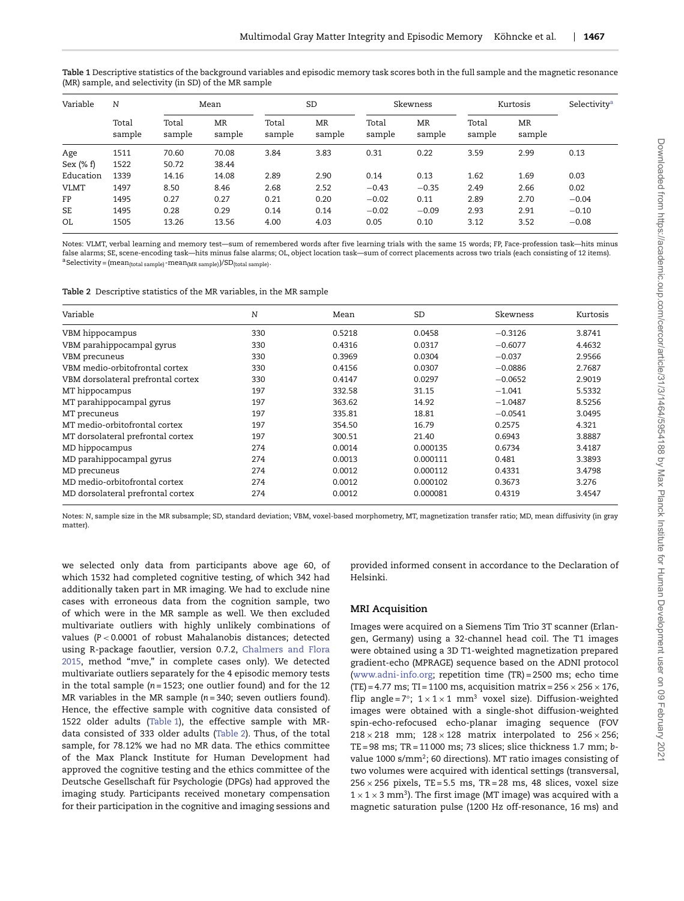**Table 1** Descriptive statistics of the background variables and episodic memory task scores both in the full sample and the magnetic resonance (MR) sample, and selectivity (in SD) of the MR sample

| Variable | N | Mean | | SD | | Skewness | | Kurtosis | | Selectivity[a] |
|---|---|---|---|---|---|---|---|---|---|---|
| | Total sample | Total sample | MR sample | Total sample | MR sample | Total sample | MR sample | Total sample | MR sample | |
| Age | 1511 | 70.60 | 70.08 | 3.84 | 3.83 | 0.31 | 0.22 | 3.59 | 2.99 | 0.13 |
| Sex (% f) | 1522 | 50.72 | 38.44 | | | | | | | |
| Education | 1339 | 14.16 | 14.08 | 2.89 | 2.90 | 0.14 | 0.13 | 1.62 | 1.69 | 0.03 |
| VLMT | 1497 | 8.50 | 8.46 | 2.68 | 2.52 | −0.43 | −0.35 | 2.49 | 2.66 | 0.02 |
| FP | 1495 | 0.27 | 0.27 | 0.21 | 0.20 | −0.02 | 0.11 | 2.89 | 2.70 | −0.04 |
| SE | 1495 | 0.28 | 0.29 | 0.14 | 0.14 | −0.02 | −0.09 | 2.93 | 2.91 | −0.10 |
| OL | 1505 | 13.26 | 13.56 | 4.00 | 4.03 | 0.05 | 0.10 | 3.12 | 3.52 | −0.08 |

Notes: VLMT, verbal learning and memory test—sum of remembered words after five learning trials with the same 15 words; FP, Face-profession task—hits minus false alarms; SE, scene-encoding task—hits minus false alarms; OL, object location task—sum of correct placements across two trials (each consisting of 12 items).
[a]Selectivity = $(\text{mean}_{(\text{total sample})} - \text{mean}_{(\text{MR sample})})/\text{SD}_{(\text{total sample})}$.

**Table 2** Descriptive statistics of the MR variables, in the MR sample

| Variable | N | Mean | SD | Skewness | Kurtosis |
|---|---|---|---|---|---|
| VBM hippocampus | 330 | 0.5218 | 0.0458 | −0.3126 | 3.8741 |
| VBM parahippocampal gyrus | 330 | 0.4316 | 0.0317 | −0.6077 | 4.4632 |
| VBM precuneus | 330 | 0.3969 | 0.0304 | −0.037 | 2.9566 |
| VBM medio-orbitofrontal cortex | 330 | 0.4156 | 0.0307 | −0.0886 | 2.7687 |
| VBM dorsolateral prefrontal cortex | 330 | 0.4147 | 0.0297 | −0.0652 | 2.9019 |
| MT hippocampus | 197 | 332.58 | 31.15 | −1.041 | 5.5332 |
| MT parahippocampal gyrus | 197 | 363.62 | 14.92 | −1.0487 | 8.5256 |
| MT precuneus | 197 | 335.81 | 18.81 | −0.0541 | 3.0495 |
| MT medio-orbitofrontal cortex | 197 | 354.50 | 16.79 | 0.2575 | 4.321 |
| MT dorsolateral prefrontal cortex | 197 | 300.51 | 21.40 | 0.6943 | 3.8887 |
| MD hippocampus | 274 | 0.0014 | 0.000135 | 0.6734 | 3.4187 |
| MD parahippocampal gyrus | 274 | 0.0013 | 0.000111 | 0.481 | 3.3893 |
| MD precuneus | 274 | 0.0012 | 0.000112 | 0.4331 | 3.4798 |
| MD medio-orbitofrontal cortex | 274 | 0.0012 | 0.000102 | 0.3673 | 3.276 |
| MD dorsolateral prefrontal cortex | 274 | 0.0012 | 0.000081 | 0.4319 | 3.4547 |

Notes: N, sample size in the MR subsample; SD, standard deviation; VBM, voxel-based morphometry, MT, magnetization transfer ratio; MD, mean diffusivity (in gray matter).

we selected only data from participants above age 60, of which 1532 had completed cognitive testing, of which 342 had additionally taken part in MR imaging. We had to exclude nine cases with erroneous data from the cognition sample, two of which were in the MR sample as well. We then excluded multivariate outliers with highly unlikely combinations of values ($P < 0.0001$ of robust Mahalanobis distances; detected using R-package faoutlier, version 0.7.2, Chalmers and Flora 2015, method "mve," in complete cases only). We detected multivariate outliers separately for the 4 episodic memory tests in the total sample ($n = 1523$; one outlier found) and for the 12 MR variables in the MR sample ($n = 340$; seven outliers found). Hence, the effective sample with cognitive data consisted of 1522 older adults (Table 1), the effective sample with MR-data consisted of 333 older adults (Table 2). Thus, of the total sample, for 78.12% we had no MR data. The ethics committee of the Max Planck Institute for Human Development had approved the cognitive testing and the ethics committee of the Deutsche Gesellschaft für Psychologie (DPGs) had approved the imaging study. Participants received monetary compensation for their participation in the cognitive and imaging sessions and provided informed consent in accordance to the Declaration of Helsinki.

## MRI Acquisition

Images were acquired on a Siemens Tim Trio 3T scanner (Erlangen, Germany) using a 32-channel head coil. The T1 images were obtained using a 3D T1-weighted magnetization prepared gradient-echo (MPRAGE) sequence based on the ADNI protocol (www.adni-info.org; repetition time (TR) = 2500 ms; echo time (TE) = 4.77 ms; TI = 1100 ms, acquisition matrix = 256 × 256 × 176, flip angle = 7°; 1 × 1 × 1 mm$^3$ voxel size). Diffusion-weighted images were obtained with a single-shot diffusion-weighted spin-echo-refocused echo-planar imaging sequence (FOV 218 × 218 mm; 128 × 128 matrix interpolated to 256 × 256; TE = 98 ms; TR = 11 000 ms; 73 slices; slice thickness 1.7 mm; *b*-value 1000 s/mm$^2$; 60 directions). MT ratio images consisting of two volumes were acquired with identical settings (transversal, 256 × 256 pixels, TE = 5.5 ms, TR = 28 ms, 48 slices, voxel size 1 × 1 × 3 mm$^3$). The first image (MT image) was acquired with a magnetic saturation pulse (1200 Hz off-resonance, 16 ms) and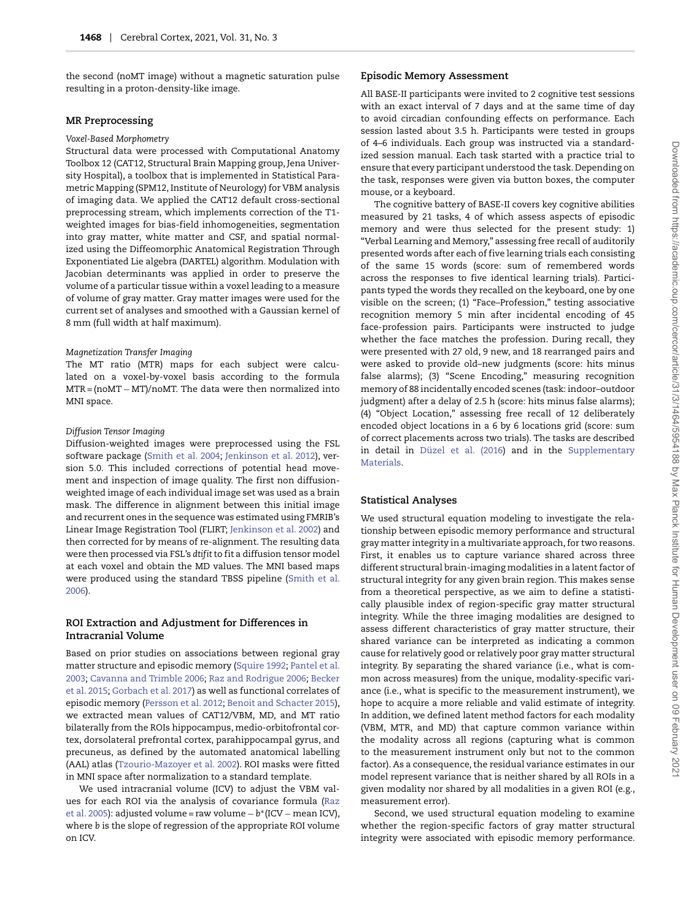the second (noMT image) without a magnetic saturation pulse resulting in a proton-density-like image.

### MR Preprocessing

#### *Voxel-Based Morphometry*

Structural data were processed with Computational Anatomy Toolbox 12 (CAT12, Structural Brain Mapping group, Jena University Hospital), a toolbox that is implemented in Statistical Parametric Mapping (SPM12, Institute of Neurology) for VBM analysis of imaging data. We applied the CAT12 default cross-sectional preprocessing stream, which implements correction of the T1-weighted images for bias-field inhomogeneities, segmentation into gray matter, white matter and CSF, and spatial normalized using the Diffeomorphic Anatomical Registration Through Exponentiated Lie algebra (DARTEL) algorithm. Modulation with Jacobian determinants was applied in order to preserve the volume of a particular tissue within a voxel leading to a measure of volume of gray matter. Gray matter images were used for the current set of analyses and smoothed with a Gaussian kernel of 8 mm (full width at half maximum).

#### *Magnetization Transfer Imaging*

The MT ratio (MTR) maps for each subject were calculated on a voxel-by-voxel basis according to the formula MTR = (noMT − MT)/noMT. The data were then normalized into MNI space.

#### *Diffusion Tensor Imaging*

Diffusion-weighted images were preprocessed using the FSL software package (Smith et al. 2004; Jenkinson et al. 2012), version 5.0. This included corrections of potential head movement and inspection of image quality. The first non diffusion-weighted image of each individual image set was used as a brain mask. The difference in alignment between this initial image and recurrent ones in the sequence was estimated using FMRIB's Linear Image Registration Tool (FLIRT; Jenkinson et al. 2002) and then corrected for by means of re-alignment. The resulting data were then processed via FSL's *dtifit* to fit a diffusion tensor model at each voxel and obtain the MD values. The MNI based maps were produced using the standard TBSS pipeline (Smith et al. 2006).

### ROI Extraction and Adjustment for Differences in Intracranial Volume

Based on prior studies on associations between regional gray matter structure and episodic memory (Squire 1992; Pantel et al. 2003; Cavanna and Trimble 2006; Raz and Rodrigue 2006; Becker et al. 2015; Gorbach et al. 2017) as well as functional correlates of episodic memory (Persson et al. 2012; Benoit and Schacter 2015), we extracted mean values of CAT12/VBM, MD, and MT ratio bilaterally from the ROIs hippocampus, medio-orbitofrontal cortex, dorsolateral prefrontal cortex, parahippocampal gyrus, and precuneus, as defined by the automated anatomical labelling (AAL) atlas (Tzourio-Mazoyer et al. 2002). ROI masks were fitted in MNI space after normalization to a standard template.

We used intracranial volume (ICV) to adjust the VBM values for each ROI via the analysis of covariance formula (Raz et al. 2005): adjusted volume = raw volume − $b^*$(ICV − mean ICV), where $b$ is the slope of regression of the appropriate ROI volume on ICV.

### Episodic Memory Assessment

All BASE-II participants were invited to 2 cognitive test sessions with an exact interval of 7 days and at the same time of day to avoid circadian confounding effects on performance. Each session lasted about 3.5 h. Participants were tested in groups of 4–6 individuals. Each group was instructed via a standardized session manual. Each task started with a practice trial to ensure that every participant understood the task. Depending on the task, responses were given via button boxes, the computer mouse, or a keyboard.

The cognitive battery of BASE-II covers key cognitive abilities measured by 21 tasks, 4 of which assess aspects of episodic memory and were thus selected for the present study: 1) "Verbal Learning and Memory," assessing free recall of auditorily presented words after each of five learning trials each consisting of the same 15 words (score: sum of remembered words across the responses to five identical learning trials). Participants typed the words they recalled on the keyboard, one by one visible on the screen; (1) "Face–Profession," testing associative recognition memory 5 min after incidental encoding of 45 face-profession pairs. Participants were instructed to judge whether the face matches the profession. During recall, they were presented with 27 old, 9 new, and 18 rearranged pairs and were asked to provide old–new judgments (score: hits minus false alarms); (3) "Scene Encoding," measuring recognition memory of 88 incidentally encoded scenes (task: indoor–outdoor judgment) after a delay of 2.5 h (score: hits minus false alarms); (4) "Object Location," assessing free recall of 12 deliberately encoded object locations in a 6 by 6 locations grid (score: sum of correct placements across two trials). The tasks are described in detail in Düzel et al. (2016) and in the Supplementary Materials.

### Statistical Analyses

We used structural equation modeling to investigate the relationship between episodic memory performance and structural gray matter integrity in a multivariate approach, for two reasons. First, it enables us to capture variance shared across three different structural brain-imaging modalities in a latent factor of structural integrity for any given brain region. This makes sense from a theoretical perspective, as we aim to define a statistically plausible index of region-specific gray matter structural integrity. While the three imaging modalities are designed to assess different characteristics of gray matter structure, their shared variance can be interpreted as indicating a common cause for relatively good or relatively poor gray matter structural integrity. By separating the shared variance (i.e., what is common across measures) from the unique, modality-specific variance (i.e., what is specific to the measurement instrument), we hope to acquire a more reliable and valid estimate of integrity. In addition, we defined latent method factors for each modality (VBM, MTR, and MD) that capture common variance within the modality across all regions (capturing what is common to the measurement instrument only but not to the common factor). As a consequence, the residual variance estimates in our model represent variance that is neither shared by all ROIs in a given modality nor shared by all modalities in a given ROI (e.g., measurement error).

Second, we used structural equation modeling to examine whether the region-specific factors of gray matter structural integrity were associated with episodic memory performance.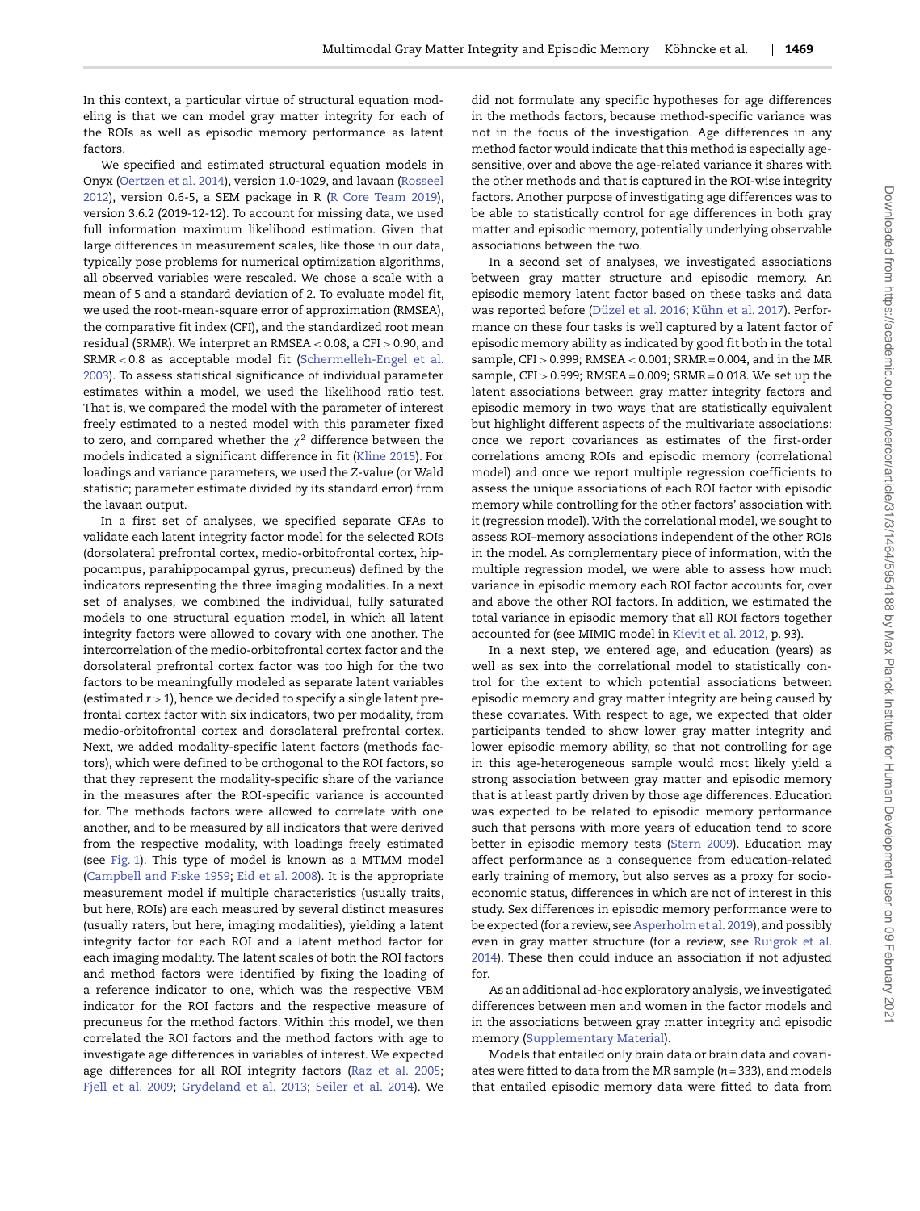In this context, a particular virtue of structural equation modeling is that we can model gray matter integrity for each of the ROIs as well as episodic memory performance as latent factors.

We specified and estimated structural equation models in Onyx (Oertzen et al. 2014), version 1.0-1029, and lavaan (Rosseel 2012), version 0.6-5, a SEM package in R (R Core Team 2019), version 3.6.2 (2019-12-12). To account for missing data, we used full information maximum likelihood estimation. Given that large differences in measurement scales, like those in our data, typically pose problems for numerical optimization algorithms, all observed variables were rescaled. We chose a scale with a mean of 5 and a standard deviation of 2. To evaluate model fit, we used the root-mean-square error of approximation (RMSEA), the comparative fit index (CFI), and the standardized root mean residual (SRMR). We interpret an RMSEA < 0.08, a CFI > 0.90, and SRMR < 0.8 as acceptable model fit (Schermelleh-Engel et al. 2003). To assess statistical significance of individual parameter estimates within a model, we used the likelihood ratio test. That is, we compared the model with the parameter of interest freely estimated to a nested model with this parameter fixed to zero, and compared whether the $\chi^2$ difference between the models indicated a significant difference in fit (Kline 2015). For loadings and variance parameters, we used the Z-value (or Wald statistic; parameter estimate divided by its standard error) from the lavaan output.

In a first set of analyses, we specified separate CFAs to validate each latent integrity factor model for the selected ROIs (dorsolateral prefrontal cortex, medio-orbitofrontal cortex, hippocampus, parahippocampal gyrus, precuneus) defined by the indicators representing the three imaging modalities. In a next set of analyses, we combined the individual, fully saturated models to one structural equation model, in which all latent integrity factors were allowed to covary with one another. The intercorrelation of the medio-orbitofrontal cortex factor and the dorsolateral prefrontal cortex factor was too high for the two factors to be meaningfully modeled as separate latent variables (estimated $r > 1$), hence we decided to specify a single latent prefrontal cortex factor with six indicators, two per modality, from medio-orbitofrontal cortex and dorsolateral prefrontal cortex. Next, we added modality-specific latent factors (methods factors), which were defined to be orthogonal to the ROI factors, so that they represent the modality-specific share of the variance in the measures after the ROI-specific variance is accounted for. The methods factors were allowed to correlate with one another, and to be measured by all indicators that were derived from the respective modality, with loadings freely estimated (see Fig. 1). This type of model is known as a MTMM model (Campbell and Fiske 1959; Eid et al. 2008). It is the appropriate measurement model if multiple characteristics (usually traits, but here, ROIs) are each measured by several distinct measures (usually raters, but here, imaging modalities), yielding a latent integrity factor for each ROI and a latent method factor for each imaging modality. The latent scales of both the ROI factors and method factors were identified by fixing the loading of a reference indicator to one, which was the respective VBM indicator for the ROI factors and the respective measure of precuneus for the method factors. Within this model, we then correlated the ROI factors and the method factors with age to investigate age differences in variables of interest. We expected age differences for all ROI integrity factors (Raz et al. 2005; Fjell et al. 2009; Grydeland et al. 2013; Seiler et al. 2014). We did not formulate any specific hypotheses for age differences in the methods factors, because method-specific variance was not in the focus of the investigation. Age differences in any method factor would indicate that this method is especially age-sensitive, over and above the age-related variance it shares with the other methods and that is captured in the ROI-wise integrity factors. Another purpose of investigating age differences was to be able to statistically control for age differences in both gray matter and episodic memory, potentially underlying observable associations between the two.

In a second set of analyses, we investigated associations between gray matter structure and episodic memory. An episodic memory latent factor based on these tasks and data was reported before (Düzel et al. 2016; Kühn et al. 2017). Performance on these four tasks is well captured by a latent factor of episodic memory ability as indicated by good fit both in the total sample, CFI > 0.999; RMSEA < 0.001; SRMR = 0.004, and in the MR sample, CFI > 0.999; RMSEA = 0.009; SRMR = 0.018. We set up the latent associations between gray matter integrity factors and episodic memory in two ways that are statistically equivalent but highlight different aspects of the multivariate associations: once we report covariances as estimates of the first-order correlations among ROIs and episodic memory (correlational model) and once we report multiple regression coefficients to assess the unique associations of each ROI factor with episodic memory while controlling for the other factors' association with it (regression model). With the correlational model, we sought to assess ROI–memory associations independent of the other ROIs in the model. As complementary piece of information, with the multiple regression model, we were able to assess how much variance in episodic memory each ROI factor accounts for, over and above the other ROI factors. In addition, we estimated the total variance in episodic memory that all ROI factors together accounted for (see MIMIC model in Kievit et al. 2012, p. 93).

In a next step, we entered age, and education (years) as well as sex into the correlational model to statistically control for the extent to which potential associations between episodic memory and gray matter integrity are being caused by these covariates. With respect to age, we expected that older participants tended to show lower gray matter integrity and lower episodic memory ability, so that not controlling for age in this age-heterogeneous sample would most likely yield a strong association between gray matter and episodic memory that is at least partly driven by those age differences. Education was expected to be related to episodic memory performance such that persons with more years of education tend to score better in episodic memory tests (Stern 2009). Education may affect performance as a consequence from education-related early training of memory, but also serves as a proxy for socio-economic status, differences in which are not of interest in this study. Sex differences in episodic memory performance were to be expected (for a review, see Asperholm et al. 2019), and possibly even in gray matter structure (for a review, see Ruigrok et al. 2014). These then could induce an association if not adjusted for.

As an additional ad-hoc exploratory analysis, we investigated differences between men and women in the factor models and in the associations between gray matter integrity and episodic memory (Supplementary Material).

Models that entailed only brain data or brain data and covariates were fitted to data from the MR sample ($n = 333$), and models that entailed episodic memory data were fitted to data from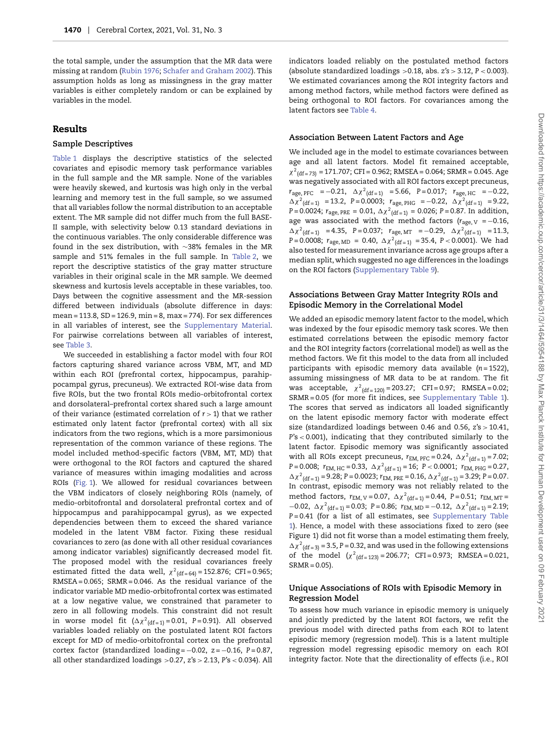the total sample, under the assumption that the MR data were missing at random (Rubin 1976; Schafer and Graham 2002). This assumption holds as long as missingness in the gray matter variables is either completely random or can be explained by variables in the model.

## Results

### Sample Descriptives

Table 1 displays the descriptive statistics of the selected covariates and episodic memory task performance variables in the full sample and the MR sample. None of the variables were heavily skewed, and kurtosis was high only in the verbal learning and memory test in the full sample, so we assumed that all variables follow the normal distribution to an acceptable extent. The MR sample did not differ much from the full BASE-II sample, with selectivity below 0.13 standard deviations in the continuous variables. The only considerable difference was found in the sex distribution, with ~38% females in the MR sample and 51% females in the full sample. In Table 2, we report the descriptive statistics of the gray matter structure variables in their original scale in the MR sample. We deemed skewness and kurtosis levels acceptable in these variables, too. Days between the cognitive assessment and the MR-session differed between individuals (absolute difference in days: mean = 113.8, SD = 126.9, min = 8, max = 774). For sex differences in all variables of interest, see the Supplementary Material. For pairwise correlations between all variables of interest, see Table 3.

We succeeded in establishing a factor model with four ROI factors capturing shared variance across VBM, MT, and MD within each ROI (prefrontal cortex, hippocampus, parahippocampal gyrus, precuneus). We extracted ROI-wise data from five ROIs, but the two frontal ROIs medio-orbitofrontal cortex and dorsolateral–prefrontal cortex shared such a large amount of their variance (estimated correlation of $r > 1$) that we rather estimated only latent factor (prefrontal cortex) with all six indicators from the two regions, which is a more parsimonious representation of the common variance of these regions. The model included method-specific factors (VBM, MT, MD) that were orthogonal to the ROI factors and captured the shared variance of measures within imaging modalities and across ROIs (Fig. 1). We allowed for residual covariances between the VBM indicators of closely neighboring ROIs (namely, of medio-orbitofrontal and dorsolateral prefrontal cortex and of hippocampus and parahippocampal gyrus), as we expected dependencies between them to exceed the shared variance modeled in the latent VBM factor. Fixing these residual covariances to zero (as done with all other residual covariances among indicator variables) significantly decreased model fit. The proposed model with the residual covariances freely estimated fitted the data well, $\chi^2_{(df=64)} = 152.876$; CFI = 0.965; RMSEA = 0.065; SRMR = 0.046. As the residual variance of the indicator variable MD medio-orbitofrontal cortex was estimated at a low negative value, we constrained that parameter to zero in all following models. This constraint did not result in worse model fit ($\Delta\chi^2_{(df=1)} = 0.01$, $P = 0.91$). All observed variables loaded reliably on the postulated latent ROI factors except for MD of medio-orbitofrontal cortex on the prefrontal cortex factor (standardized loading = −0.02, $z = -0.16$, $P = 0.87$, all other standardized loadings >0.27, z's > 2.13, P's < 0.034). All indicators loaded reliably on the postulated method factors (absolute standardized loadings >0.18, abs. z's > 3.12, $P < 0.003$). We estimated covariances among the ROI integrity factors and among method factors, while method factors were defined as being orthogonal to ROI factors. For covariances among the latent factors see Table 4.

### Association Between Latent Factors and Age

We included age in the model to estimate covariances between age and all latent factors. Model fit remained acceptable, $\chi^2_{(df=73)} = 171.707$; CFI = 0.962; RMSEA = 0.064; SRMR = 0.045. Age was negatively associated with all ROI factors except precuneus, $r_{age, PFC} = -0.21$, $\Delta\chi^2_{(df=1)} = 5.66$, $P = 0.017$; $r_{age, HC} = -0.22$, $\Delta\chi^2_{(df=1)} = 13.2$, $P = 0.0003$; $r_{age, PHG} = -0.22$, $\Delta\chi^2_{(df=1)} = 9.22$, $P = 0.0024$; $r_{age, PRE} = 0.01$, $\Delta\chi^2_{(df=1)} = 0.026$; $P = 0.87$. In addition, age was associated with the method factors ($r_{age, V} = -0.16$, $\Delta\chi^2_{(df=1)} = 4.35$, $P = 0.037$; $r_{age, MT} = -0.29$, $\Delta\chi^2_{(df=1)} = 11.3$, $P = 0.0008$; $r_{age, MD} = 0.40$, $\Delta\chi^2_{(df=1)} = 35.4$, $P < 0.0001$). We had also tested for measurement invariance across age groups after a median split, which suggested no age differences in the loadings on the ROI factors (Supplementary Table 9).

### Associations Between Gray Matter Integrity ROIs and Episodic Memory in the Correlational Model

We added an episodic memory latent factor to the model, which was indexed by the four episodic memory task scores. We then estimated correlations between the episodic memory factor and the ROI integrity factors (correlational model) as well as the method factors. We fit this model to the data from all included participants with episodic memory data available ($n = 1522$), assuming missingness of MR data to be at random. The fit was acceptable, $\chi^2_{(df=120)} = 203.27$; CFI = 0.97; RMSEA = 0.02; SRMR = 0.05 (for more fit indices, see Supplementary Table 1). The scores that served as indicators all loaded significantly on the latent episodic memory factor with moderate effect size (standardized loadings between 0.46 and 0.56, z's > 10.41, P's < 0.001), indicating that they contributed similarly to the latent factor. Episodic memory was significantly associated with all ROIs except precuneus, $r_{EM, PFC} = 0.24$, $\Delta\chi^2_{(df=1)} = 7.02$; $P = 0.008$; $r_{EM, HC} = 0.33$, $\Delta\chi^2_{(df=1)} = 16$; $P < 0.0001$; $r_{EM, PHG} = 0.27$, $\Delta\chi^2_{(df=1)} = 9.28$; $P = 0.0023$; $r_{EM, PRE} = 0.16$, $\Delta\chi^2_{(df=1)} = 3.29$; $P = 0.07$. In contrast, episodic memory was not reliably related to the method factors, $r_{EM, V} = 0.07$, $\Delta\chi^2_{(df=1)} = 0.44$, $P = 0.51$; $r_{EM, MT} = -0.02$, $\Delta\chi^2_{(df=1)} = 0.03$; $P = 0.86$; $r_{EM, MD} = -0.12$, $\Delta\chi^2_{(df=1)} = 2.19$; $P = 0.41$ (for a list of all estimates, see Supplementary Table 1). Hence, a model with these associations fixed to zero (see Figure 1) did not fit worse than a model estimating them freely, $\Delta\chi^2_{(df=3)} = 3.5$, $P = 0.32$, and was used in the following extensions of the model ($\chi^2_{(df=123)} = 206.77$; CFI = 0.973; RMSEA = 0.021, SRMR = 0.05).

### Unique Associations of ROIs with Episodic Memory in Regression Model

To assess how much variance in episodic memory is uniquely and jointly predicted by the latent ROI factors, we refit the previous model with directed paths from each ROI to latent episodic memory (regression model). This is a latent multiple regression model regressing episodic memory on each ROI integrity factor. Note that the directionality of effects (i.e., ROI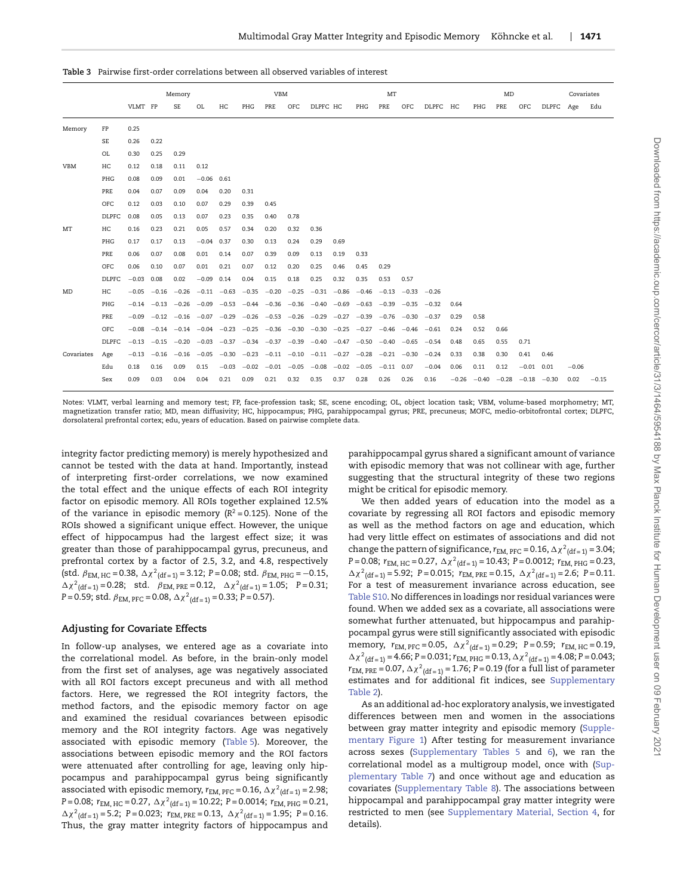**Table 3** Pairwise first-order correlations between all observed variables of interest

| | | Memory | | | | VBM | | | | | MT | | | | | MD | | | | | Covariates | |
|---|---|---|---|---|---|---|---|---|---|---|---|---|---|---|---|---|---|---|---|---|---|---|
| | | VLMT | FP | SE | OL | HC | PHG | PRE | OFC | DLPFC | HC | PHG | PRE | OFC | DLPFC | HC | PHG | PRE | OFC | DLPFC | Age | Edu |
| Memory | FP | 0.25 | | | | | | | | | | | | | | | | | | | | |
| | SE | 0.26 | 0.22 | | | | | | | | | | | | | | | | | | | |
| | OL | 0.30 | 0.25 | 0.29 | | | | | | | | | | | | | | | | | | |
| VBM | HC | 0.12 | 0.18 | 0.11 | 0.12 | | | | | | | | | | | | | | | | | |
| | PHG | 0.08 | 0.09 | 0.01 | −0.06 | 0.61 | | | | | | | | | | | | | | | | |
| | PRE | 0.04 | 0.07 | 0.09 | 0.04 | 0.20 | 0.31 | | | | | | | | | | | | | | | |
| | OFC | 0.12 | 0.03 | 0.10 | 0.07 | 0.29 | 0.39 | 0.45 | | | | | | | | | | | | | | |
| | DLPFC | 0.08 | 0.05 | 0.13 | 0.07 | 0.23 | 0.35 | 0.40 | 0.78 | | | | | | | | | | | | | |
| MT | HC | 0.16 | 0.23 | 0.21 | 0.05 | 0.57 | 0.34 | 0.20 | 0.32 | 0.36 | | | | | | | | | | | | |
| | PHG | 0.17 | 0.17 | 0.13 | −0.04 | 0.37 | 0.30 | 0.13 | 0.24 | 0.29 | 0.69 | | | | | | | | | | | |
| | PRE | 0.06 | 0.07 | 0.08 | 0.01 | 0.14 | 0.07 | 0.39 | 0.09 | 0.13 | 0.19 | 0.33 | | | | | | | | | | |
| | OFC | 0.06 | 0.10 | 0.07 | 0.01 | 0.21 | 0.07 | 0.12 | 0.20 | 0.25 | 0.46 | 0.45 | 0.29 | | | | | | | | | |
| | DLPFC | −0.03 | 0.08 | 0.02 | −0.09 | 0.14 | 0.04 | 0.15 | 0.18 | 0.25 | 0.32 | 0.35 | 0.53 | 0.57 | | | | | | | | |
| MD | HC | −0.05 | −0.16 | −0.26 | −0.11 | −0.63 | −0.35 | −0.20 | −0.25 | −0.31 | −0.86 | −0.46 | −0.13 | −0.33 | −0.26 | | | | | | | |
| | PHG | −0.14 | −0.13 | −0.26 | −0.09 | −0.53 | −0.44 | −0.36 | −0.36 | −0.40 | −0.69 | −0.63 | −0.39 | −0.35 | −0.32 | 0.64 | | | | | | |
| | PRE | −0.09 | −0.12 | −0.16 | −0.07 | −0.29 | −0.26 | −0.53 | −0.26 | −0.29 | −0.27 | −0.39 | −0.76 | −0.30 | −0.37 | 0.29 | 0.58 | | | | | |
| | OFC | −0.08 | −0.14 | −0.14 | −0.04 | −0.23 | −0.25 | −0.36 | −0.30 | −0.30 | −0.25 | −0.27 | −0.46 | −0.46 | −0.61 | 0.24 | 0.52 | 0.66 | | | | |
| | DLPFC | −0.13 | −0.15 | −0.20 | −0.03 | −0.37 | −0.34 | −0.37 | −0.39 | −0.40 | −0.47 | −0.50 | −0.40 | −0.65 | −0.54 | 0.48 | 0.65 | 0.55 | 0.71 | | | |
| Covariates | Age | −0.13 | −0.16 | −0.16 | −0.05 | −0.30 | −0.23 | −0.11 | −0.10 | −0.11 | −0.27 | −0.28 | −0.21 | −0.30 | −0.24 | 0.33 | 0.38 | 0.30 | 0.41 | 0.46 | | |
| | Edu | 0.18 | 0.16 | 0.09 | 0.15 | −0.03 | −0.02 | −0.01 | −0.05 | −0.08 | −0.02 | −0.05 | −0.11 | 0.07 | −0.04 | 0.06 | 0.11 | 0.12 | −0.01 | 0.01 | −0.06 | |
| | Sex | 0.09 | 0.03 | 0.04 | 0.04 | 0.21 | 0.09 | 0.21 | 0.32 | 0.35 | 0.37 | 0.28 | 0.26 | 0.26 | 0.16 | −0.26 | −0.40 | −0.28 | −0.18 | −0.30 | 0.02 | −0.15 |

Notes: VLMT, verbal learning and memory test; FP, face-profession task; SE, scene encoding; OL, object location task; VBM, volume-based morphometry; MT, magnetization transfer ratio; MD, mean diffusivity; HC, hippocampus; PHG, parahippocampal gyrus; PRE, precuneus; MOFC, medio-orbitofrontal cortex; DLPFC, dorsolateral prefrontal cortex; edu, years of education. Based on pairwise complete data.

integrity factor predicting memory) is merely hypothesized and cannot be tested with the data at hand. Importantly, instead of interpreting first-order correlations, we now examined the total effect and the unique effects of each ROI integrity factor on episodic memory. All ROIs together explained 12.5% of the variance in episodic memory ($R^2 = 0.125$). None of the ROIs showed a significant unique effect. However, the unique effect of hippocampus had the largest effect size; it was greater than those of parahippocampal gyrus, precuneus, and prefrontal cortex by a factor of 2.5, 3.2, and 4.8, respectively (std. $\beta_{EM,\,HC} = 0.38$, $\Delta\chi^2_{(df=1)} = 3.12$; P = 0.08; std. $\beta_{EM,\,PHG} = -0.15$, $\Delta\chi^2_{(df=1)} = 0.28$; std. $\beta_{EM,\,PRE} = 0.12$, $\Delta\chi^2_{(df=1)} = 1.05$; P = 0.31; P = 0.59; std. $\beta_{EM,\,PFC} = 0.08$, $\Delta\chi^2_{(df=1)} = 0.33$; P = 0.57).

## Adjusting for Covariate Effects

In follow-up analyses, we entered age as a covariate into the correlational model. As before, in the brain-only model from the first set of analyses, age was negatively associated with all ROI factors except precuneus and with all method factors. Here, we regressed the ROI integrity factors, the method factors, and the episodic memory factor on age and examined the residual covariances between episodic memory and the ROI integrity factors. Age was negatively associated with episodic memory (Table 5). Moreover, the associations between episodic memory and the ROI factors were attenuated after controlling for age, leaving only hippocampus and parahippocampal gyrus being significantly associated with episodic memory, $r_{EM,\,PFC} = 0.16$, $\Delta\chi^2_{(df=1)} = 2.98$; P = 0.08; $r_{EM,\,HC} = 0.27$, $\Delta\chi^2_{(df=1)} = 10.22$; P = 0.0014; $r_{EM,\,PHG} = 0.21$, $\Delta\chi^2_{(df=1)} = 5.2$; P = 0.023; $r_{EM,\,PRE} = 0.13$, $\Delta\chi^2_{(df=1)} = 1.95$; P = 0.16. Thus, the gray matter integrity factors of hippocampus and parahippocampal gyrus shared a significant amount of variance with episodic memory that was not collinear with age, further suggesting that the structural integrity of these two regions might be critical for episodic memory.

We then added years of education into the model as a covariate by regressing all ROI factors and episodic memory as well as the method factors on age and education, which had very little effect on estimates of associations and did not change the pattern of significance, $r_{EM,\,PFC} = 0.16$, $\Delta\chi^2_{(df=1)} = 3.04$; P = 0.08; $r_{EM,\,HC} = 0.27$, $\Delta\chi^2_{(df=1)} = 10.43$; P = 0.0012; $r_{EM,\,PHG} = 0.23$, $\Delta\chi^2_{(df=1)} = 5.92$; P = 0.015; $r_{EM,\,PRE} = 0.15$, $\Delta\chi^2_{(df=1)} = 2.6$; P = 0.11. For a test of measurement invariance across education, see Table S10. No differences in loadings nor residual variances were found. When we added sex as a covariate, all associations were somewhat further attenuated, but hippocampus and parahippocampal gyrus were still significantly associated with episodic memory, $r_{EM,\,PFC} = 0.05$, $\Delta\chi^2_{(df=1)} = 0.29$; P = 0.59; $r_{EM,\,HC} = 0.19$, $\Delta\chi^2_{(df=1)} = 4.66$; P = 0.031; $r_{EM,\,PHG} = 0.13$, $\Delta\chi^2_{(df=1)} = 4.08$; P = 0.043; $r_{EM,\,PRE} = 0.07$, $\Delta\chi^2_{(df=1)} = 1.76$; P = 0.19 (for a full list of parameter estimates and for additional fit indices, see Supplementary Table 2).

As an additional ad-hoc exploratory analysis, we investigated differences between men and women in the associations between gray matter integrity and episodic memory (Supplementary Figure 1) After testing for measurement invariance across sexes (Supplementary Tables 5 and 6), we ran the correlational model as a multigroup model, once with (Supplementary Table 7) and once without age and education as covariates (Supplementary Table 8). The associations between hippocampal and parahippocampal gray matter integrity were restricted to men (see Supplementary Material, Section 4, for details).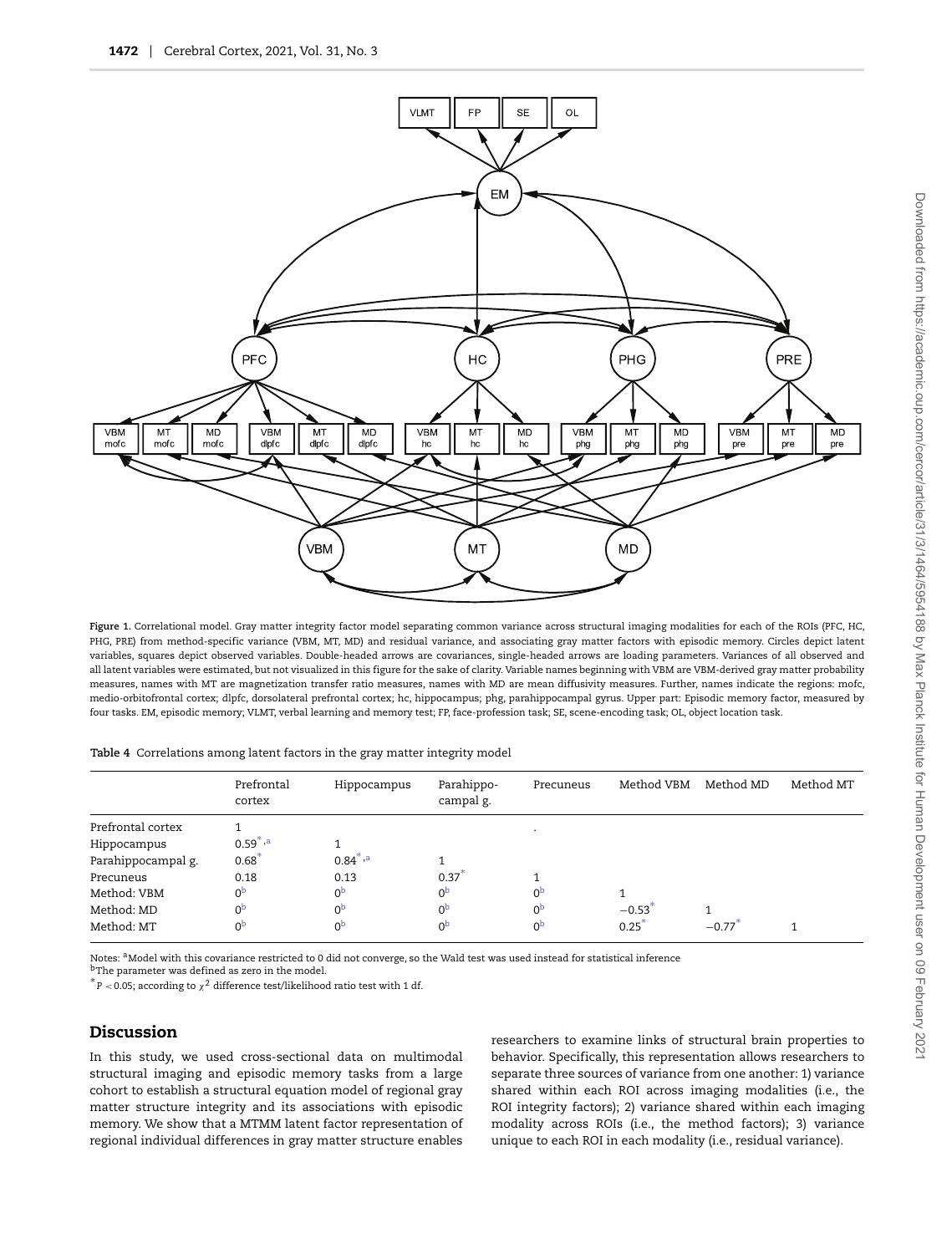**Figure 1.** Correlational model. Gray matter integrity factor model separating common variance across structural imaging modalities for each of the ROIs (PFC, HC, PHG, PRE) from method-specific variance (VBM, MT, MD) and residual variance, and associating gray matter factors with episodic memory. Circles depict latent variables, squares depict observed variables. Double-headed arrows are covariances, single-headed arrows are loading parameters. Variances of all observed and all latent variables were estimated, but not visualized in this figure for the sake of clarity. Variable names beginning with VBM are VBM-derived gray matter probability measures, names with MT are magnetization transfer ratio measures, names with MD are mean diffusivity measures. Further, names indicate the regions: mofc, medio-orbitofrontal cortex; dlpfc, dorsolateral prefrontal cortex; hc, hippocampus; phg, parahippocampal gyrus. Upper part: Episodic memory factor, measured by four tasks. EM, episodic memory; VLMT, verbal learning and memory test; FP, face-profession task; SE, scene-encoding task; OL, object location task.

**Table 4** Correlations among latent factors in the gray matter integrity model

| | Prefrontal cortex | Hippocampus | Parahippo-campal g. | Precuneus | Method VBM | Method MD | Method MT |
|---|---|---|---|---|---|---|---|
| Prefrontal cortex | 1 | | | . | | | |
| Hippocampus | 0.59[*,a] | 1 | | | | | |
| Parahippocampal g. | 0.68[*] | 0.84[*,a] | 1 | | | | |
| Precuneus | 0.18 | 0.13 | 0.37[*] | 1 | | | |
| Method: VBM | 0[b] | 0[b] | 0[b] | 0[b] | 1 | | |
| Method: MD | 0[b] | 0[b] | 0[b] | 0[b] | −0.53[*] | 1 | |
| Method: MT | 0[b] | 0[b] | 0[b] | 0[b] | 0.25[*] | −0.77[*] | 1 |

Notes: [a]Model with this covariance restricted to 0 did not converge, so the Wald test was used instead for statistical inference
[b]The parameter was defined as zero in the model.
[*]$P < 0.05$; according to $\chi^2$ difference test/likelihood ratio test with 1 df.

## Discussion

In this study, we used cross-sectional data on multimodal structural imaging and episodic memory tasks from a large cohort to establish a structural equation model of regional gray matter structure integrity and its associations with episodic memory. We show that a MTMM latent factor representation of regional individual differences in gray matter structure enables researchers to examine links of structural brain properties to behavior. Specifically, this representation allows researchers to separate three sources of variance from one another: 1) variance shared within each ROI across imaging modalities (i.e., the ROI integrity factors); 2) variance shared within each imaging modality across ROIs (i.e., the method factors); 3) variance unique to each ROI in each modality (i.e., residual variance).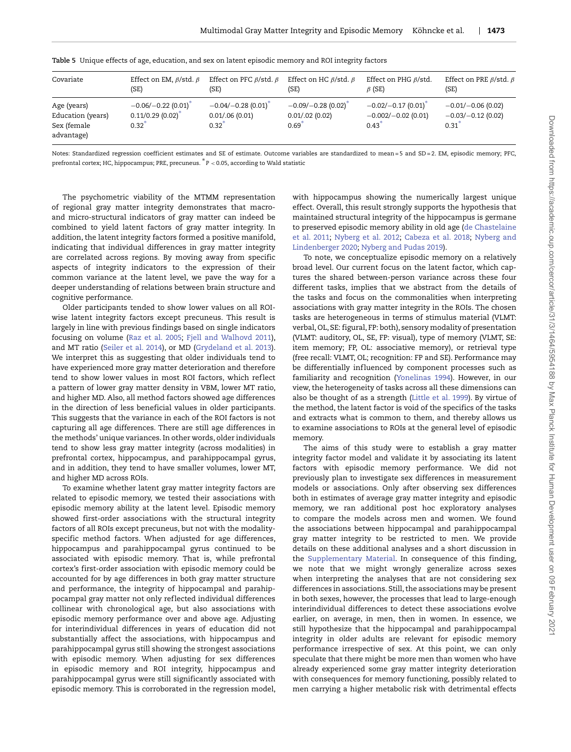**Table 5** Unique effects of age, education, and sex on latent episodic memory and ROI integrity factors

| Covariate | Effect on EM, $\beta$/std. $\beta$ (SE) | Effect on PFC $\beta$/std. $\beta$ (SE) | Effect on HC $\beta$/std. $\beta$ (SE) | Effect on PHG $\beta$/std. $\beta$ (SE) | Effect on PRE $\beta$/std. $\beta$ (SE) |
|---|---|---|---|---|---|
| Age (years) | −0.06/−0.22 (0.01)* | −0.04/−0.28 (0.01)* | −0.09/−0.28 (0.02)* | −0.02/−0.17 (0.01)* | −0.01/−0.06 (0.02) |
| Education (years) | 0.11/0.29 (0.02)* | 0.01/.06 (0.01) | 0.01/.02 (0.02) | −0.002/−0.02 (0.01) | −0.03/−0.12 (0.02) |
| Sex (female advantage) | 0.32* | 0.32* | 0.69* | 0.43* | 0.31* |

Notes: Standardized regression coefficient estimates and SE of estimate. Outcome variables are standardized to mean = 5 and SD = 2. EM, episodic memory; PFC, prefrontal cortex; HC, hippocampus; PRE, precuneus. *$P < 0.05$, according to Wald statistic

The psychometric viability of the MTMM representation of regional gray matter integrity demonstrates that macro- and micro-structural indicators of gray matter can indeed be combined to yield latent factors of gray matter integrity. In addition, the latent integrity factors formed a positive manifold, indicating that individual differences in gray matter integrity are correlated across regions. By moving away from specific aspects of integrity indicators to the expression of their common variance at the latent level, we pave the way for a deeper understanding of relations between brain structure and cognitive performance.

Older participants tended to show lower values on all ROI-wise latent integrity factors except precuneus. This result is largely in line with previous findings based on single indicators focusing on volume (Raz et al. 2005; Fjell and Walhovd 2011), and MT ratio (Seiler et al. 2014), or MD (Grydeland et al. 2013). We interpret this as suggesting that older individuals tend to have experienced more gray matter deterioration and therefore tend to show lower values in most ROI factors, which reflect a pattern of lower gray matter density in VBM, lower MT ratio, and higher MD. Also, all method factors showed age differences in the direction of less beneficial values in older participants. This suggests that the variance in each of the ROI factors is not capturing all age differences. There are still age differences in the methods' unique variances. In other words, older individuals tend to show less gray matter integrity (across modalities) in prefrontal cortex, hippocampus, and parahippocampal gyrus, and in addition, they tend to have smaller volumes, lower MT, and higher MD across ROIs.

To examine whether latent gray matter integrity factors are related to episodic memory, we tested their associations with episodic memory ability at the latent level. Episodic memory showed first-order associations with the structural integrity factors of all ROIs except precuneus, but not with the modality-specific method factors. When adjusted for age differences, hippocampus and parahippocampal gyrus continued to be associated with episodic memory. That is, while prefrontal cortex's first-order association with episodic memory could be accounted for by age differences in both gray matter structure and performance, the integrity of hippocampal and parahippocampal gray matter not only reflected individual differences collinear with chronological age, but also associations with episodic memory performance over and above age. Adjusting for interindividual differences in years of education did not substantially affect the associations, with hippocampus and parahippocampal gyrus still showing the strongest associations with episodic memory. When adjusting for sex differences in episodic memory and ROI integrity, hippocampus and parahippocampal gyrus were still significantly associated with episodic memory. This is corroborated in the regression model, with hippocampus showing the numerically largest unique effect. Overall, this result strongly supports the hypothesis that maintained structural integrity of the hippocampus is germane to preserved episodic memory ability in old age (de Chastelaine et al. 2011; Nyberg et al. 2012; Cabeza et al. 2018; Nyberg and Lindenberger 2020; Nyberg and Pudas 2019).

To note, we conceptualize episodic memory on a relatively broad level. Our current focus on the latent factor, which captures the shared between-person variance across these four different tasks, implies that we abstract from the details of the tasks and focus on the commonalities when interpreting associations with gray matter integrity in the ROIs. The chosen tasks are heterogeneous in terms of stimulus material (VLMT: verbal, OL, SE: figural, FP: both), sensory modality of presentation (VLMT: auditory, OL, SE, FP: visual), type of memory (VLMT, SE: item memory; FP, OL: associative memory), or retrieval type (free recall: VLMT, OL; recognition: FP and SE). Performance may be differentially influenced by component processes such as familiarity and recognition (Yonelinas 1994). However, in our view, the heterogeneity of tasks across all these dimensions can also be thought of as a strength (Little et al. 1999). By virtue of the method, the latent factor is void of the specifics of the tasks and extracts what is common to them, and thereby allows us to examine associations to ROIs at the general level of episodic memory.

The aims of this study were to establish a gray matter integrity factor model and validate it by associating its latent factors with episodic memory performance. We did not previously plan to investigate sex differences in measurement models or associations. Only after observing sex differences both in estimates of average gray matter integrity and episodic memory, we ran additional post hoc exploratory analyses to compare the models across men and women. We found the associations between hippocampal and parahippocampal gray matter integrety to be restricted to men. We provide details on these additional analyses and a short discussion in the Supplementary Material. In consequence of this finding, we note that we might wrongly generalize across sexes when interpreting the analyses that are not considering sex differences in associations. Still, the associations may be present in both sexes, however, the processes that lead to large-enough interindividual differences to detect these associations evolve earlier, on average, in men, then in women. In essence, we still hypothesize that the hippocampal and parahippocampal integrity in older adults are relevant for episodic memory performance irrespective of sex. At this point, we can only speculate that there might be more men than women who have already experienced some gray matter integrity deterioration with consequences for memory functioning, possibly related to men carrying a higher metabolic risk with detrimental effects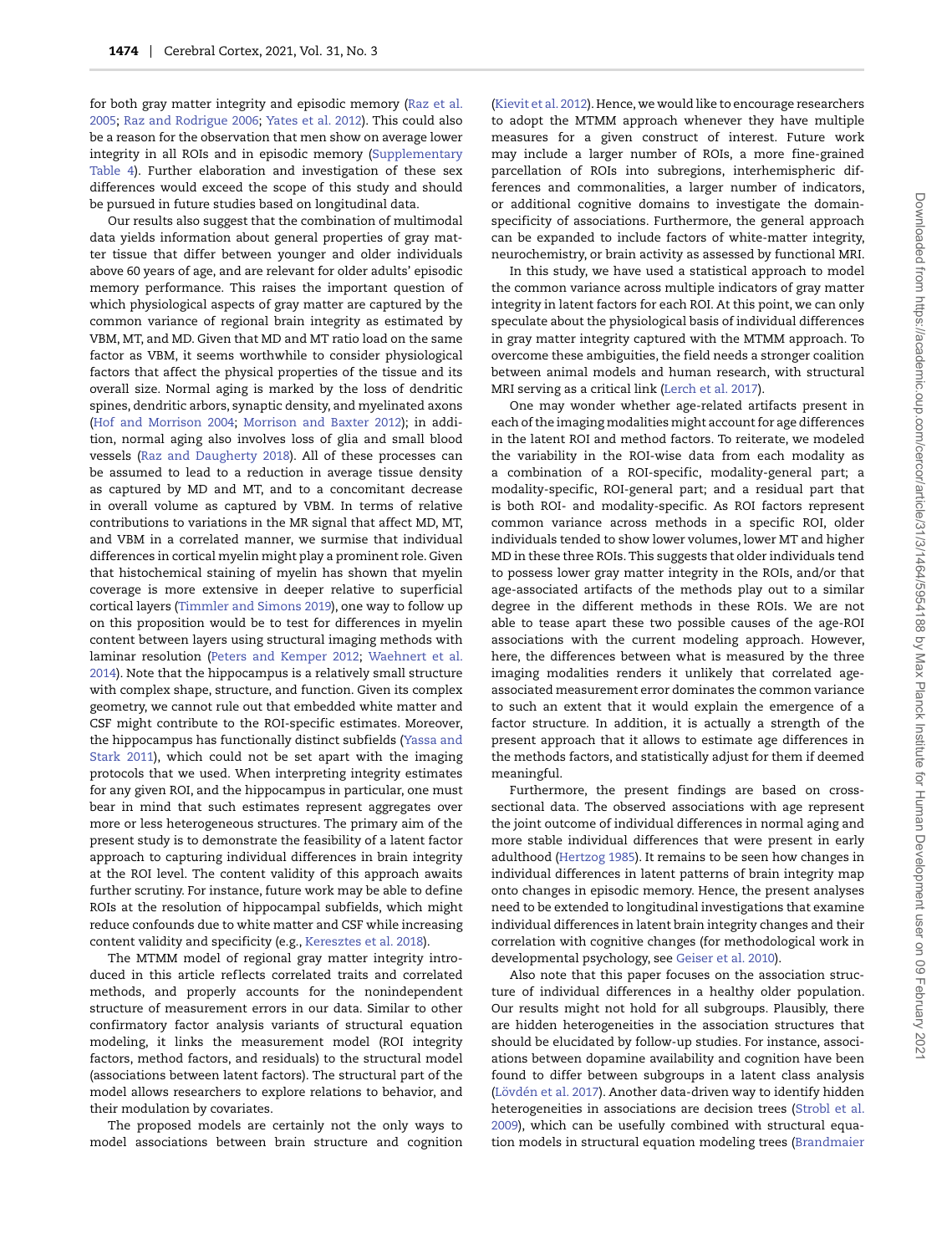for both gray matter integrity and episodic memory (Raz et al. 2005; Raz and Rodrigue 2006; Yates et al. 2012). This could also be a reason for the observation that men show on average lower integrity in all ROIs and in episodic memory (Supplementary Table 4). Further elaboration and investigation of these sex differences would exceed the scope of this study and should be pursued in future studies based on longitudinal data.

Our results also suggest that the combination of multimodal data yields information about general properties of gray matter tissue that differ between younger and older individuals above 60 years of age, and are relevant for older adults' episodic memory performance. This raises the important question of which physiological aspects of gray matter are captured by the common variance of regional brain integrity as estimated by VBM, MT, and MD. Given that MD and MT ratio load on the same factor as VBM, it seems worthwhile to consider physiological factors that affect the physical properties of the tissue and its overall size. Normal aging is marked by the loss of dendritic spines, dendritic arbors, synaptic density, and myelinated axons (Hof and Morrison 2004; Morrison and Baxter 2012); in addition, normal aging also involves loss of glia and small blood vessels (Raz and Daugherty 2018). All of these processes can be assumed to lead to a reduction in average tissue density as captured by MD and MT, and to a concomitant decrease in overall volume as captured by VBM. In terms of relative contributions to variations in the MR signal that affect MD, MT, and VBM in a correlated manner, we surmise that individual differences in cortical myelin might play a prominent role. Given that histochemical staining of myelin has shown that myelin coverage is more extensive in deeper relative to superficial cortical layers (Timmler and Simons 2019), one way to follow up on this proposition would be to test for differences in myelin content between layers using structural imaging methods with laminar resolution (Peters and Kemper 2012; Waehnert et al. 2014). Note that the hippocampus is a relatively small structure with complex shape, structure, and function. Given its complex geometry, we cannot rule out that embedded white matter and CSF might contribute to the ROI-specific estimates. Moreover, the hippocampus has functionally distinct subfields (Yassa and Stark 2011), which could not be set apart with the imaging protocols that we used. When interpreting integrity estimates for any given ROI, and the hippocampus in particular, one must bear in mind that such estimates represent aggregates over more or less heterogeneous structures. The primary aim of the present study is to demonstrate the feasibility of a latent factor approach to capturing individual differences in brain integrity at the ROI level. The content validity of this approach awaits further scrutiny. For instance, future work may be able to define ROIs at the resolution of hippocampal subfields, which might reduce confounds due to white matter and CSF while increasing content validity and specificity (e.g., Keresztes et al. 2018).

The MTMM model of regional gray matter integrity introduced in this article reflects correlated traits and correlated methods, and properly accounts for the nonindependent structure of measurement errors in our data. Similar to other confirmatory factor analysis variants of structural equation modeling, it links the measurement model (ROI integrity factors, method factors, and residuals) to the structural model (associations between latent factors). The structural part of the model allows researchers to explore relations to behavior, and their modulation by covariates.

The proposed models are certainly not the only ways to model associations between brain structure and cognition (Kievit et al. 2012). Hence, we would like to encourage researchers to adopt the MTMM approach whenever they have multiple measures for a given construct of interest. Future work may include a larger number of ROIs, a more fine-grained parcellation of ROIs into subregions, interhemispheric differences and commonalities, a larger number of indicators, or additional cognitive domains to investigate the domain-specificity of associations. Furthermore, the general approach can be expanded to include factors of white-matter integrity, neurochemistry, or brain activity as assessed by functional MRI.

In this study, we have used a statistical approach to model the common variance across multiple indicators of gray matter integrity in latent factors for each ROI. At this point, we can only speculate about the physiological basis of individual differences in gray matter integrity captured with the MTMM approach. To overcome these ambiguities, the field needs a stronger coalition between animal models and human research, with structural MRI serving as a critical link (Lerch et al. 2017).

One may wonder whether age-related artifacts present in each of the imaging modalities might account for age differences in the latent ROI and method factors. To reiterate, we modeled the variability in the ROI-wise data from each modality as a combination of a ROI-specific, modality-general part; a modality-specific, ROI-general part; and a residual part that is both ROI- and modality-specific. As ROI factors represent common variance across methods in a specific ROI, older individuals tended to show lower volumes, lower MT and higher MD in these three ROIs. This suggests that older individuals tend to possess lower gray matter integrity in the ROIs, and/or that age-associated artifacts of the methods play out to a similar degree in the different methods in these ROIs. We are not able to tease apart these two possible causes of the age-ROI associations with the current modeling approach. However, here, the differences between what is measured by the three imaging modalities renders it unlikely that correlated age-associated measurement error dominates the common variance to such an extent that it would explain the emergence of a factor structure. In addition, it is actually a strength of the present approach that it allows to estimate age differences in the methods factors, and statistically adjust for them if deemed meaningful.

Furthermore, the present findings are based on cross-sectional data. The observed associations with age represent the joint outcome of individual differences in normal aging and more stable individual differences that were present in early adulthood (Hertzog 1985). It remains to be seen how changes in individual differences in latent patterns of brain integrity map onto changes in episodic memory. Hence, the present analyses need to be extended to longitudinal investigations that examine individual differences in latent brain integrity changes and their correlation with cognitive changes (for methodological work in developmental psychology, see Geiser et al. 2010).

Also note that this paper focuses on the association structure of individual differences in a healthy older population. Our results might not hold for all subgroups. Plausibly, there are hidden heterogeneities in the association structures that should be elucidated by follow-up studies. For instance, associations between dopamine availability and cognition have been found to differ between subgroups in a latent class analysis (Lövdén et al. 2017). Another data-driven way to identify hidden heterogeneities in associations are decision trees (Strobl et al. 2009), which can be usefully combined with structural equation models in structural equation modeling trees (Brandmaier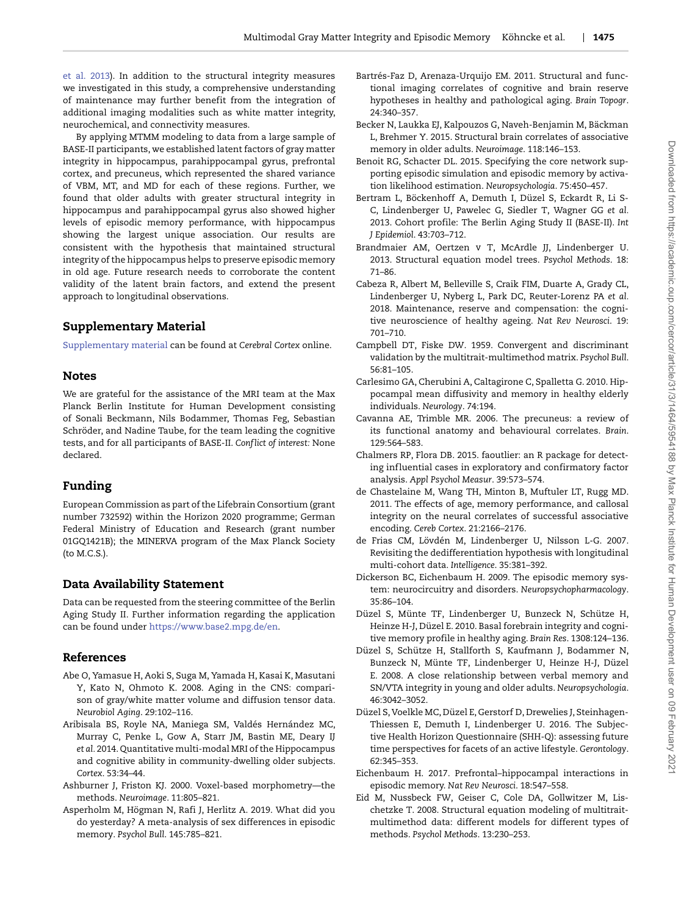et al. 2013). In addition to the structural integrity measures we investigated in this study, a comprehensive understanding of maintenance may further benefit from the integration of additional imaging modalities such as white matter integrity, neurochemical, and connectivity measures.

By applying MTMM modeling to data from a large sample of BASE-II participants, we established latent factors of gray matter integrity in hippocampus, parahippocampal gyrus, prefrontal cortex, and precuneus, which represented the shared variance of VBM, MT, and MD for each of these regions. Further, we found that older adults with greater structural integrity in hippocampus and parahippocampal gyrus also showed higher levels of episodic memory performance, with hippocampus showing the largest unique association. Our results are consistent with the hypothesis that maintained structural integrity of the hippocampus helps to preserve episodic memory in old age. Future research needs to corroborate the content validity of the latent brain factors, and extend the present approach to longitudinal observations.

## Supplementary Material

Supplementary material can be found at *Cerebral Cortex* online.

## Notes

We are grateful for the assistance of the MRI team at the Max Planck Berlin Institute for Human Development consisting of Sonali Beckmann, Nils Bodammer, Thomas Feg, Sebastian Schröder, and Nadine Taube, for the team leading the cognitive tests, and for all participants of BASE-II. *Conflict of interest:* None declared.

## Funding

European Commission as part of the Lifebrain Consortium (grant number 732592) within the Horizon 2020 programme; German Federal Ministry of Education and Research (grant number 01GQ1421B); the MINERVA program of the Max Planck Society (to M.C.S.).

## Data Availability Statement

Data can be requested from the steering committee of the Berlin Aging Study II. Further information regarding the application can be found under https://www.base2.mpg.de/en.

## References

Abe O, Yamasue H, Aoki S, Suga M, Yamada H, Kasai K, Masutani Y, Kato N, Ohmoto K. 2008. Aging in the CNS: comparison of gray/white matter volume and diffusion tensor data. *Neurobiol Aging*. 29:102–116.

Aribisala BS, Royle NA, Maniega SM, Valdés Hernández MC, Murray C, Penke L, Gow A, Starr JM, Bastin ME, Deary IJ *et al.* 2014. Quantitative multi-modal MRI of the Hippocampus and cognitive ability in community-dwelling older subjects. *Cortex*. 53:34–44.

Ashburner J, Friston KJ. 2000. Voxel-based morphometry—the methods. *Neuroimage*. 11:805–821.

Asperholm M, Högman N, Rafi J, Herlitz A. 2019. What did you do yesterday? A meta-analysis of sex differences in episodic memory. *Psychol Bull*. 145:785–821.

Bartrés-Faz D, Arenaza-Urquijo EM. 2011. Structural and functional imaging correlates of cognitive and brain reserve hypotheses in healthy and pathological aging. *Brain Topogr*. 24:340–357.

Becker N, Laukka EJ, Kalpouzos G, Naveh-Benjamin M, Bäckman L, Brehmer Y. 2015. Structural brain correlates of associative memory in older adults. *Neuroimage*. 118:146–153.

Benoit RG, Schacter DL. 2015. Specifying the core network supporting episodic simulation and episodic memory by activation likelihood estimation. *Neuropsychologia*. 75:450–457.

Bertram L, Böckenhoff A, Demuth I, Düzel S, Eckardt R, Li S-C, Lindenberger U, Pawelec G, Siedler T, Wagner GG *et al.* 2013. Cohort profile: The Berlin Aging Study II (BASE-II). *Int J Epidemiol*. 43:703–712.

Brandmaier AM, Oertzen v T, McArdle JJ, Lindenberger U. 2013. Structural equation model trees. *Psychol Methods*. 18: 71–86.

Cabeza R, Albert M, Belleville S, Craik FIM, Duarte A, Grady CL, Lindenberger U, Nyberg L, Park DC, Reuter-Lorenz PA *et al.* 2018. Maintenance, reserve and compensation: the cognitive neuroscience of healthy ageing. *Nat Rev Neurosci*. 19: 701–710.

Campbell DT, Fiske DW. 1959. Convergent and discriminant validation by the multitrait-multimethod matrix. *Psychol Bull*. 56:81–105.

Carlesimo GA, Cherubini A, Caltagirone C, Spalletta G. 2010. Hippocampal mean diffusivity and memory in healthy elderly individuals. *Neurology*. 74:194.

Cavanna AE, Trimble MR. 2006. The precuneus: a review of its functional anatomy and behavioural correlates. *Brain*. 129:564–583.

Chalmers RP, Flora DB. 2015. faoutlier: an R package for detecting influential cases in exploratory and confirmatory factor analysis. *Appl Psychol Measur*. 39:573–574.

de Chastelaine M, Wang TH, Minton B, Muftuler LT, Rugg MD. 2011. The effects of age, memory performance, and callosal integrity on the neural correlates of successful associative encoding. *Cereb Cortex*. 21:2166–2176.

de Frias CM, Lövdén M, Lindenberger U, Nilsson L-G. 2007. Revisiting the dedifferentiation hypothesis with longitudinal multi-cohort data. *Intelligence*. 35:381–392.

Dickerson BC, Eichenbaum H. 2009. The episodic memory system: neurocircuitry and disorders. *Neuropsychopharmacology*. 35:86–104.

Düzel S, Münte TF, Lindenberger U, Bunzeck N, Schütze H, Heinze H-J, Düzel E. 2010. Basal forebrain integrity and cognitive memory profile in healthy aging. *Brain Res*. 1308:124–136.

Düzel S, Schütze H, Stallforth S, Kaufmann J, Bodammer N, Bunzeck N, Münte TF, Lindenberger U, Heinze H-J, Düzel E. 2008. A close relationship between verbal memory and SN/VTA integrity in young and older adults. *Neuropsychologia*. 46:3042–3052.

Düzel S, Voelkle MC, Düzel E, Gerstorf D, Drewelies J, Steinhagen-Thiessen E, Demuth I, Lindenberger U. 2016. The Subjective Health Horizon Questionnaire (SHH-Q): assessing future time perspectives for facets of an active lifestyle. *Gerontology*. 62:345–353.

Eichenbaum H. 2017. Prefrontal–hippocampal interactions in episodic memory. *Nat Rev Neurosci*. 18:547–558.

Eid M, Nussbeck FW, Geiser C, Cole DA, Gollwitzer M, Lischetzke T. 2008. Structural equation modeling of multitrait-multimethod data: different models for different types of methods. *Psychol Methods*. 13:230–253.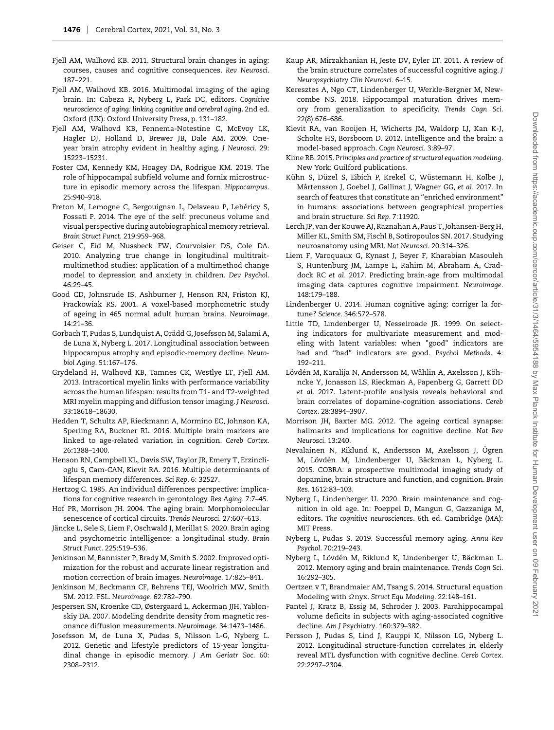Fjell AM, Walhovd KB. 2011. Structural brain changes in aging: courses, causes and cognitive consequences. *Rev Neurosci*. 187–221.

Fjell AM, Walhovd KB. 2016. Multimodal imaging of the aging brain. In: Cabeza R, Nyberg L, Park DC, editors. *Cognitive neuroscience of aging: linking cognitive and cerebral aging*. 2nd ed. Oxford (UK): Oxford University Press, p. 131–182.

Fjell AM, Walhovd KB, Fennema-Notestine C, McEvoy LK, Hagler DJ, Holland D, Brewer JB, Dale AM. 2009. One-year brain atrophy evident in healthy aging. *J Neurosci*. 29: 15223–15231.

Foster CM, Kennedy KM, Hoagey DA, Rodrigue KM. 2019. The role of hippocampal subfield volume and fornix microstructure in episodic memory across the lifespan. *Hippocampus*. 25:940–918.

Freton M, Lemogne C, Bergouignan L, Delaveau P, Lehéricy S, Fossati P. 2014. The eye of the self: precuneus volume and visual perspective during autobiographical memory retrieval. *Brain Struct Funct*. 219:959–968.

Geiser C, Eid M, Nussbeck FW, Courvoisier DS, Cole DA. 2010. Analyzing true change in longitudinal multitrait-multimethod studies: application of a multimethod change model to depression and anxiety in children. *Dev Psychol*. 46:29–45.

Good CD, Johnsrude IS, Ashburner J, Henson RN, Friston KJ, Frackowiak RS. 2001. A voxel-based morphometric study of ageing in 465 normal adult human brains. *Neuroimage*. 14:21–36.

Gorbach T, Pudas S, Lundquist A, Orädd G, Josefsson M, Salami A, de Luna X, Nyberg L. 2017. Longitudinal association between hippocampus atrophy and episodic-memory decline. *Neurobiol Aging*. 51:167–176.

Grydeland H, Walhovd KB, Tamnes CK, Westlye LT, Fjell AM. 2013. Intracortical myelin links with performance variability across the human lifespan: results from T1- and T2-weighted MRI myelin mapping and diffusion tensor imaging. *J Neurosci*. 33:18618–18630.

Hedden T, Schultz AP, Rieckmann A, Mormino EC, Johnson KA, Sperling RA, Buckner RL. 2016. Multiple brain markers are linked to age-related variation in cognition. *Cereb Cortex*. 26:1388–1400.

Henson RN, Campbell KL, Davis SW, Taylor JR, Emery T, Erzinclioglu S, Cam-CAN, Kievit RA. 2016. Multiple determinants of lifespan memory differences. *Sci Rep*. 6: 32527.

Hertzog C. 1985. An individual differences perspective: implications for cognitive research in gerontology. *Res Aging*. 7:7–45.

Hof PR, Morrison JH. 2004. The aging brain: Morphomolecular senescence of cortical circuits. *Trends Neurosci*. 27:607–613.

Jäncke L, Sele S, Liem F, Oschwald J, Merillat S. 2020. Brain aging and psychometric intelligence: a longitudinal study. *Brain Struct Funct*. 225:519–536.

Jenkinson M, Bannister P, Brady M, Smith S. 2002. Improved optimization for the robust and accurate linear registration and motion correction of brain images. *Neuroimage*. 17:825–841.

Jenkinson M, Beckmann CF, Behrens TEJ, Woolrich MW, Smith SM. 2012. FSL. *Neuroimage*. 62:782–790.

Jespersen SN, Kroenke CD, Østergaard L, Ackerman JJH, Yablonskiy DA. 2007. Modeling dendrite density from magnetic resonance diffusion measurements. *Neuroimage*. 34:1473–1486.

Josefsson M, de Luna X, Pudas S, Nilsson L-G, Nyberg L. 2012. Genetic and lifestyle predictors of 15-year longitudinal change in episodic memory. *J Am Geriatr Soc*. 60: 2308–2312.

Kaup AR, Mirzakhanian H, Jeste DV, Eyler LT. 2011. A review of the brain structure correlates of successful cognitive aging. *J Neuropsychiatry Clin Neurosci*. 6–15.

Keresztes A, Ngo CT, Lindenberger U, Werkle-Bergner M, Newcombe NS. 2018. Hippocampal maturation drives memory from generalization to specificity. *Trends Cogn Sci*. 22(8):676–686.

Kievit RA, van Rooijen H, Wicherts JM, Waldorp LJ, Kan K-J, Scholte HS, Borsboom D. 2012. Intelligence and the brain: a model-based approach. *Cogn Neurosci*. 3:89–97.

Kline RB. 2015. *Principles and practice of structural equation modeling*. New York: Guilford publications.

Kühn S, Düzel S, Eibich P, Krekel C, Wüstemann H, Kolbe J, Mårtensson J, Goebel J, Gallinat J, Wagner GG, *et al*. 2017. In search of features that constitute an "enriched environment" in humans: associations between geographical properties and brain structure. *Sci Rep*. 7:11920.

Lerch JP, van der Kouwe AJ, Raznahan A, Paus T, Johansen-Berg H, Miller KL, Smith SM, Fischl B, Sotiropoulos SN. 2017. Studying neuroanatomy using MRI. *Nat Neurosci*. 20:314–326.

Liem F, Varoquaux G, Kynast J, Beyer F, Kharabian Masouleh S, Huntenburg JM, Lampe L, Rahim M, Abraham A, Craddock RC *et al*. 2017. Predicting brain-age from multimodal imaging data captures cognitive impairment. *Neuroimage*. 148:179–188.

Lindenberger U. 2014. Human cognitive aging: corriger la fortune? *Science*. 346:572–578.

Little TD, Lindenberger U, Nesselroade JR. 1999. On selecting indicators for multivariate measurement and modeling with latent variables: when "good" indicators are bad and "bad" indicators are good. *Psychol Methods*. 4: 192–211.

Lövdén M, Karalija N, Andersson M, Wåhlin A, Axelsson J, Köhncke Y, Jonasson LS, Rieckman A, Papenberg G, Garrett DD *et al*. 2017. Latent-profile analysis reveals behavioral and brain correlates of dopamine-cognition associations. *Cereb Cortex*. 28:3894–3907.

Morrison JH, Baxter MG. 2012. The ageing cortical synapse: hallmarks and implications for cognitive decline. *Nat Rev Neurosci*. 13:240.

Nevalainen N, Riklund K, Andersson M, Axelsson J, Ögren M, Lövdén M, Lindenberger U, Bäckman L, Nyberg L. 2015. COBRA: a prospective multimodal imaging study of dopamine, brain structure and function, and cognition. *Brain Res*. 1612:83–103.

Nyberg L, Lindenberger U. 2020. Brain maintenance and cognition in old age. In: Poeppel D, Mangun G, Gazzaniga M, editors. *The cognitive neurosciences*. 6th ed. Cambridge (MA): MIT Press.

Nyberg L, Pudas S. 2019. Successful memory aging. *Annu Rev Psychol*. 70:219–243.

Nyberg L, Lövdén M, Riklund K, Lindenberger U, Bäckman L. 2012. Memory aging and brain maintenance. *Trends Cogn Sci*. 16:292–305.

Oertzen v T, Brandmaier AM, Tsang S. 2014. Structural equation Modeling with Ωnyx. *Struct Equ Modeling*. 22:148–161.

Pantel J, Kratz B, Essig M, Schroder J. 2003. Parahippocampal volume deficits in subjects with aging-associated cognitive decline. *Am J Psychiatry*. 160:379–382.

Persson J, Pudas S, Lind J, Kauppi K, Nilsson LG, Nyberg L. 2012. Longitudinal structure-function correlates in elderly reveal MTL dysfunction with cognitive decline. *Cereb Cortex*. 22:2297–2304.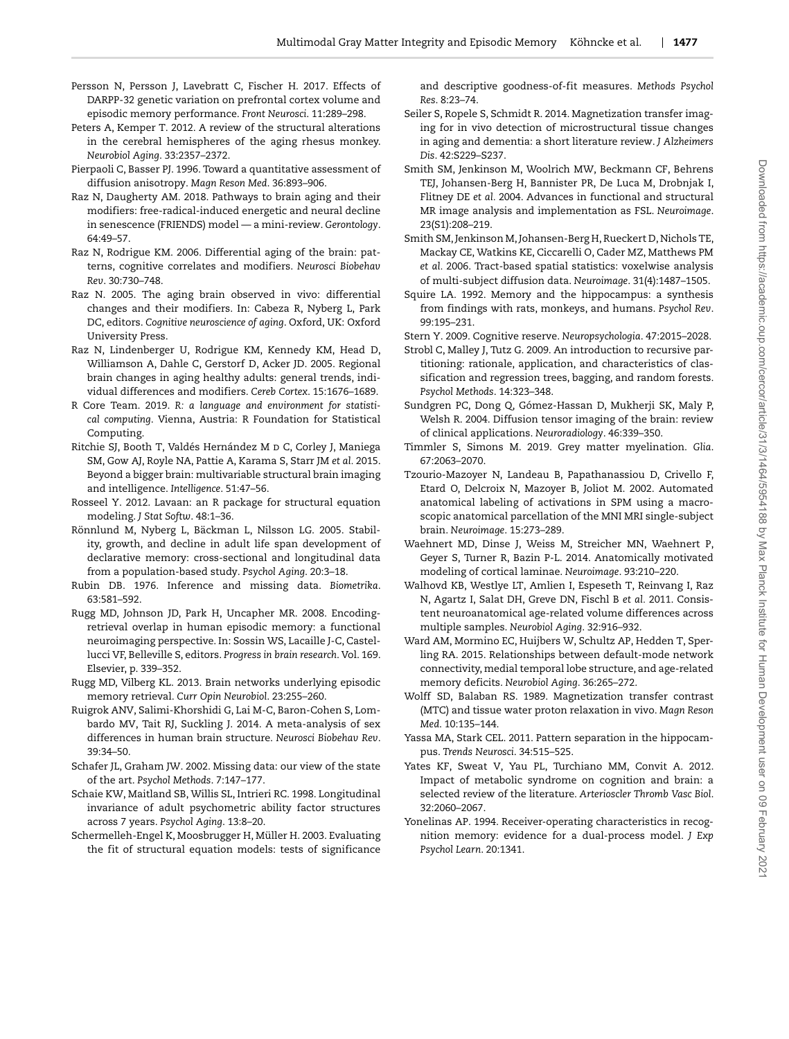Persson N, Persson J, Lavebratt C, Fischer H. 2017. Effects of DARPP-32 genetic variation on prefrontal cortex volume and episodic memory performance. *Front Neurosci*. 11:289–298.

Peters A, Kemper T. 2012. A review of the structural alterations in the cerebral hemispheres of the aging rhesus monkey. *Neurobiol Aging*. 33:2357–2372.

Pierpaoli C, Basser PJ. 1996. Toward a quantitative assessment of diffusion anisotropy. *Magn Reson Med*. 36:893–906.

Raz N, Daugherty AM. 2018. Pathways to brain aging and their modifiers: free-radical-induced energetic and neural decline in senescence (FRIENDS) model — a mini-review. *Gerontology*. 64:49–57.

Raz N, Rodrigue KM. 2006. Differential aging of the brain: patterns, cognitive correlates and modifiers. *Neurosci Biobehav Rev*. 30:730–748.

Raz N. 2005. The aging brain observed in vivo: differential changes and their modifiers. In: Cabeza R, Nyberg L, Park DC, editors. *Cognitive neuroscience of aging*. Oxford, UK: Oxford University Press.

Raz N, Lindenberger U, Rodrigue KM, Kennedy KM, Head D, Williamson A, Dahle C, Gerstorf D, Acker JD. 2005. Regional brain changes in aging healthy adults: general trends, individual differences and modifiers. *Cereb Cortex*. 15:1676–1689.

R Core Team. 2019. *R: a language and environment for statistical computing*. Vienna, Austria: R Foundation for Statistical Computing.

Ritchie SJ, Booth T, Valdés Hernández M D C, Corley J, Maniega SM, Gow AJ, Royle NA, Pattie A, Karama S, Starr JM *et al*. 2015. Beyond a bigger brain: multivariable structural brain imaging and intelligence. *Intelligence*. 51:47–56.

Rosseel Y. 2012. Lavaan: an R package for structural equation modeling. *J Stat Softw*. 48:1–36.

Rönnlund M, Nyberg L, Bäckman L, Nilsson LG. 2005. Stability, growth, and decline in adult life span development of declarative memory: cross-sectional and longitudinal data from a population-based study. *Psychol Aging*. 20:3–18.

Rubin DB. 1976. Inference and missing data. *Biometrika*. 63:581–592.

Rugg MD, Johnson JD, Park H, Uncapher MR. 2008. Encoding-retrieval overlap in human episodic memory: a functional neuroimaging perspective. In: Sossin WS, Lacaille J-C, Castellucci VF, Belleville S, editors. *Progress in brain research*. Vol. 169. Elsevier, p. 339–352.

Rugg MD, Vilberg KL. 2013. Brain networks underlying episodic memory retrieval. *Curr Opin Neurobiol*. 23:255–260.

Ruigrok ANV, Salimi-Khorshidi G, Lai M-C, Baron-Cohen S, Lombardo MV, Tait RJ, Suckling J. 2014. A meta-analysis of sex differences in human brain structure. *Neurosci Biobehav Rev*. 39:34–50.

Schafer JL, Graham JW. 2002. Missing data: our view of the state of the art. *Psychol Methods*. 7:147–177.

Schaie KW, Maitland SB, Willis SL, Intrieri RC. 1998. Longitudinal invariance of adult psychometric ability factor structures across 7 years. *Psychol Aging*. 13:8–20.

Schermelleh-Engel K, Moosbrugger H, Müller H. 2003. Evaluating the fit of structural equation models: tests of significance and descriptive goodness-of-fit measures. *Methods Psychol Res*. 8:23–74.

Seiler S, Ropele S, Schmidt R. 2014. Magnetization transfer imaging for in vivo detection of microstructural tissue changes in aging and dementia: a short literature review. *J Alzheimers Dis*. 42:S229–S237.

Smith SM, Jenkinson M, Woolrich MW, Beckmann CF, Behrens TEJ, Johansen-Berg H, Bannister PR, De Luca M, Drobnjak I, Flitney DE *et al*. 2004. Advances in functional and structural MR image analysis and implementation as FSL. *Neuroimage*. 23(S1):208–219.

Smith SM, Jenkinson M, Johansen-Berg H, Rueckert D, Nichols TE, Mackay CE, Watkins KE, Ciccarelli O, Cader MZ, Matthews PM *et al*. 2006. Tract-based spatial statistics: voxelwise analysis of multi-subject diffusion data. *Neuroimage*. 31(4):1487–1505.

Squire LA. 1992. Memory and the hippocampus: a synthesis from findings with rats, monkeys, and humans. *Psychol Rev*. 99:195–231.

Stern Y. 2009. Cognitive reserve. *Neuropsychologia*. 47:2015–2028.

Strobl C, Malley J, Tutz G. 2009. An introduction to recursive partitioning: rationale, application, and characteristics of classification and regression trees, bagging, and random forests. *Psychol Methods*. 14:323–348.

Sundgren PC, Dong Q, Gómez-Hassan D, Mukherji SK, Maly P, Welsh R. 2004. Diffusion tensor imaging of the brain: review of clinical applications. *Neuroradiology*. 46:339–350.

Timmler S, Simons M. 2019. Grey matter myelination. *Glia*. 67:2063–2070.

Tzourio-Mazoyer N, Landeau B, Papathanassiou D, Crivello F, Etard O, Delcroix N, Mazoyer B, Joliot M. 2002. Automated anatomical labeling of activations in SPM using a macroscopic anatomical parcellation of the MNI MRI single-subject brain. *Neuroimage*. 15:273–289.

Waehnert MD, Dinse J, Weiss M, Streicher MN, Waehnert P, Geyer S, Turner R, Bazin P-L. 2014. Anatomically motivated modeling of cortical laminae. *Neuroimage*. 93:210–220.

Walhovd KB, Westlye LT, Amlien I, Espeseth T, Reinvang I, Raz N, Agartz I, Salat DH, Greve DN, Fischl B *et al*. 2011. Consistent neuroanatomical age-related volume differences across multiple samples. *Neurobiol Aging*. 32:916–932.

Ward AM, Mormino EC, Huijbers W, Schultz AP, Hedden T, Sperling RA. 2015. Relationships between default-mode network connectivity, medial temporal lobe structure, and age-related memory deficits. *Neurobiol Aging*. 36:265–272.

Wolff SD, Balaban RS. 1989. Magnetization transfer contrast (MTC) and tissue water proton relaxation in vivo. *Magn Reson Med*. 10:135–144.

Yassa MA, Stark CEL. 2011. Pattern separation in the hippocampus. *Trends Neurosci*. 34:515–525.

Yates KF, Sweat V, Yau PL, Turchiano MM, Convit A. 2012. Impact of metabolic syndrome on cognition and brain: a selected review of the literature. *Arterioscler Thromb Vasc Biol*. 32:2060–2067.

Yonelinas AP. 1994. Receiver-operating characteristics in recognition memory: evidence for a dual-process model. *J Exp Psychol Learn*. 20:1341.